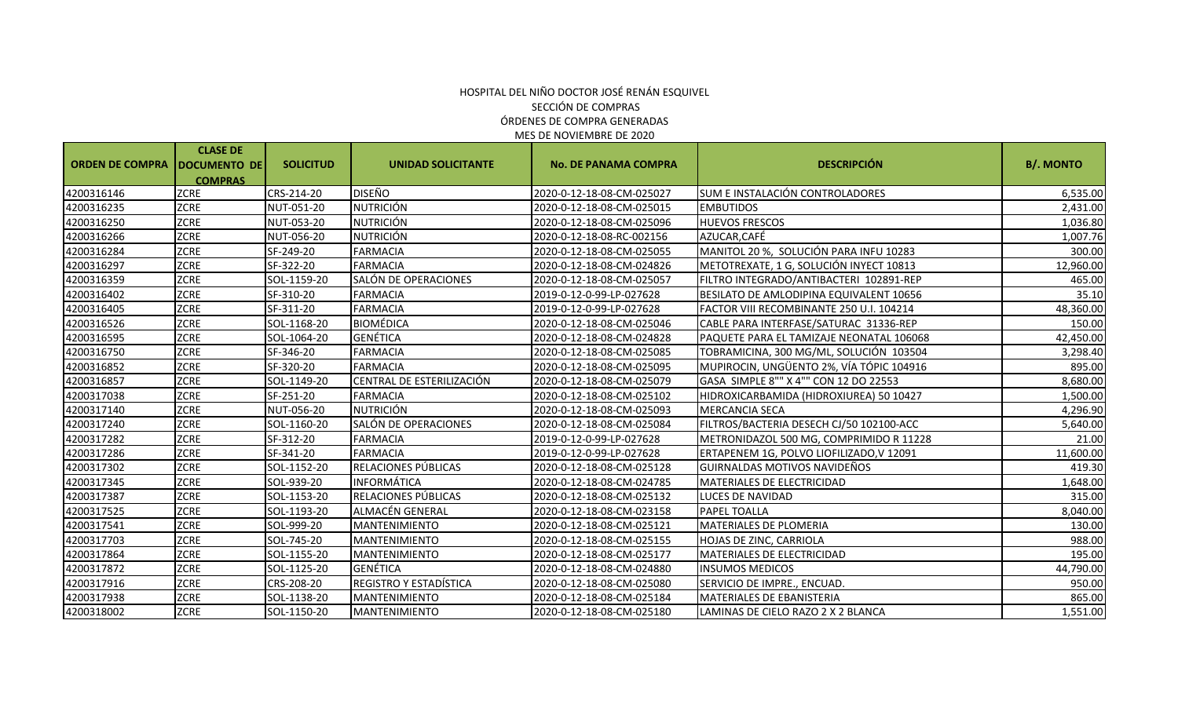# HOSPITAL DEL NIÑO DOCTOR JOSÉ RENÁN ESQUIVEL

## SECCIÓN DE COMPRAS

## ÓRDENES DE COMPRA GENERADAS

## MES DE NOVIEMBRE DE 2020

| ORDEN DE COMPRA | CLASE DE DOCUMENTO DE COMPRAS | SOLICITUD | UNIDAD SOLICITANTE | No. DE PANAMA COMPRA | DESCRIPCIÓN | B/. MONTO |
|---|---|---|---|---|---|---|
| 4200316146 | ZCRE | CRS-214-20 | DISEÑO | 2020-0-12-18-08-CM-025027 | SUM E INSTALACIÓN CONTROLADORES | 6,535.00 |
| 4200316235 | ZCRE | NUT-051-20 | NUTRICIÓN | 2020-0-12-18-08-CM-025015 | EMBUTIDOS | 2,431.00 |
| 4200316250 | ZCRE | NUT-053-20 | NUTRICIÓN | 2020-0-12-18-08-CM-025096 | HUEVOS FRESCOS | 1,036.80 |
| 4200316266 | ZCRE | NUT-056-20 | NUTRICIÓN | 2020-0-12-18-08-RC-002156 | AZUCAR,CAFÉ | 1,007.76 |
| 4200316284 | ZCRE | SF-249-20 | FARMACIA | 2020-0-12-18-08-CM-025055 | MANITOL 20 %, SOLUCIÓN PARA INFU 10283 | 300.00 |
| 4200316297 | ZCRE | SF-322-20 | FARMACIA | 2020-0-12-18-08-CM-024826 | METOTREXATE, 1 G, SOLUCIÓN INYECT 10813 | 12,960.00 |
| 4200316359 | ZCRE | SOL-1159-20 | SALÓN DE OPERACIONES | 2020-0-12-18-08-CM-025057 | FILTRO INTEGRADO/ANTIBACTERI 102891-REP | 465.00 |
| 4200316402 | ZCRE | SF-310-20 | FARMACIA | 2019-0-12-0-99-LP-027628 | BESILATO DE AMLODIPINA EQUIVALENT 10656 | 35.10 |
| 4200316405 | ZCRE | SF-311-20 | FARMACIA | 2019-0-12-0-99-LP-027628 | FACTOR VIII RECOMBINANTE 250 U.I. 104214 | 48,360.00 |
| 4200316526 | ZCRE | SOL-1168-20 | BIOMÉDICA | 2020-0-12-18-08-CM-025046 | CABLE PARA INTERFASE/SATURAC 31336-REP | 150.00 |
| 4200316595 | ZCRE | SOL-1064-20 | GENÉTICA | 2020-0-12-18-08-CM-024828 | PAQUETE PARA EL TAMIZAJE NEONATAL 106068 | 42,450.00 |
| 4200316750 | ZCRE | SF-346-20 | FARMACIA | 2020-0-12-18-08-CM-025085 | TOBRAMICINA, 300 MG/ML, SOLUCIÓN 103504 | 3,298.40 |
| 4200316852 | ZCRE | SF-320-20 | FARMACIA | 2020-0-12-18-08-CM-025095 | MUPIROCIN, UNGÜENTO 2%, VÍA TÓPIC 104916 | 895.00 |
| 4200316857 | ZCRE | SOL-1149-20 | CENTRAL DE ESTERILIZACIÓN | 2020-0-12-18-08-CM-025079 | GASA SIMPLE 8"" X 4"" CON 12 DO 22553 | 8,680.00 |
| 4200317038 | ZCRE | SF-251-20 | FARMACIA | 2020-0-12-18-08-CM-025102 | HIDROXICARBAMIDA (HIDROXIUREA) 50 10427 | 1,500.00 |
| 4200317140 | ZCRE | NUT-056-20 | NUTRICIÓN | 2020-0-12-18-08-CM-025093 | MERCANCIA SECA | 4,296.90 |
| 4200317240 | ZCRE | SOL-1160-20 | SALÓN DE OPERACIONES | 2020-0-12-18-08-CM-025084 | FILTROS/BACTERIA DESECH CJ/50 102100-ACC | 5,640.00 |
| 4200317282 | ZCRE | SF-312-20 | FARMACIA | 2019-0-12-0-99-LP-027628 | METRONIDAZOL 500 MG, COMPRIMIDO R 11228 | 21.00 |
| 4200317286 | ZCRE | SF-341-20 | FARMACIA | 2019-0-12-0-99-LP-027628 | ERTAPENEM 1G, POLVO LIOFILIZADO,V 12091 | 11,600.00 |
| 4200317302 | ZCRE | SOL-1152-20 | RELACIONES PÚBLICAS | 2020-0-12-18-08-CM-025128 | GUIRNALDAS MOTIVOS NAVIDEÑOS | 419.30 |
| 4200317345 | ZCRE | SOL-939-20 | INFORMÁTICA | 2020-0-12-18-08-CM-024785 | MATERIALES DE ELECTRICIDAD | 1,648.00 |
| 4200317387 | ZCRE | SOL-1153-20 | RELACIONES PÚBLICAS | 2020-0-12-18-08-CM-025132 | LUCES DE NAVIDAD | 315.00 |
| 4200317525 | ZCRE | SOL-1193-20 | ALMACÉN GENERAL | 2020-0-12-18-08-CM-023158 | PAPEL TOALLA | 8,040.00 |
| 4200317541 | ZCRE | SOL-999-20 | MANTENIMIENTO | 2020-0-12-18-08-CM-025121 | MATERIALES DE PLOMERIA | 130.00 |
| 4200317703 | ZCRE | SOL-745-20 | MANTENIMIENTO | 2020-0-12-18-08-CM-025155 | HOJAS DE ZINC, CARRIOLA | 988.00 |
| 4200317864 | ZCRE | SOL-1155-20 | MANTENIMIENTO | 2020-0-12-18-08-CM-025177 | MATERIALES DE ELECTRICIDAD | 195.00 |
| 4200317872 | ZCRE | SOL-1125-20 | GENÉTICA | 2020-0-12-18-08-CM-024880 | INSUMOS MEDICOS | 44,790.00 |
| 4200317916 | ZCRE | CRS-208-20 | REGISTRO Y ESTADÍSTICA | 2020-0-12-18-08-CM-025080 | SERVICIO DE IMPRE., ENCUAD. | 950.00 |
| 4200317938 | ZCRE | SOL-1138-20 | MANTENIMIENTO | 2020-0-12-18-08-CM-025184 | MATERIALES DE EBANISTERIA | 865.00 |
| 4200318002 | ZCRE | SOL-1150-20 | MANTENIMIENTO | 2020-0-12-18-08-CM-025180 | LAMINAS DE CIELO RAZO 2 X 2 BLANCA | 1,551.00 |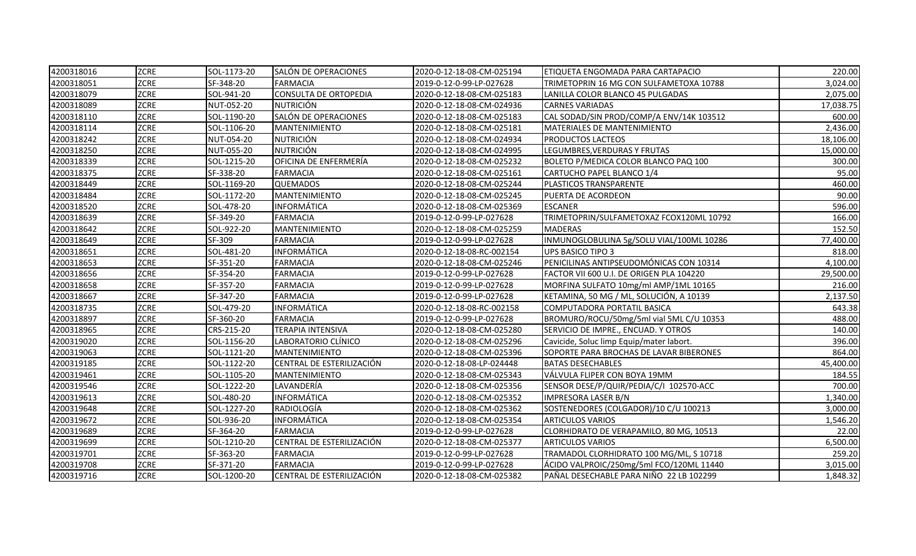| 4200318016 | ZCRE | SOL-1173-20 | SALÓN DE OPERACIONES | 2020-0-12-18-08-CM-025194 | ETIQUETA ENGOMADA PARA CARTAPACIO | 220.00 |
|---|---|---|---|---|---|---|
| 4200318051 | ZCRE | SF-348-20 | FARMACIA | 2019-0-12-0-99-LP-027628 | TRIMETOPRIN 16 MG CON SULFAMETOXA 10788 | 3,024.00 |
| 4200318079 | ZCRE | SOL-941-20 | CONSULTA DE ORTOPEDIA | 2020-0-12-18-08-CM-025183 | LANILLA COLOR BLANCO 45 PULGADAS | 2,075.00 |
| 4200318089 | ZCRE | NUT-052-20 | NUTRICIÓN | 2020-0-12-18-08-CM-024936 | CARNES VARIADAS | 17,038.75 |
| 4200318110 | ZCRE | SOL-1190-20 | SALÓN DE OPERACIONES | 2020-0-12-18-08-CM-025183 | CAL SODAD/SIN PROD/COMP/A ENV/14K 103512 | 600.00 |
| 4200318114 | ZCRE | SOL-1106-20 | MANTENIMIENTO | 2020-0-12-18-08-CM-025181 | MATERIALES DE MANTENIMIENTO | 2,436.00 |
| 4200318242 | ZCRE | NUT-054-20 | NUTRICIÓN | 2020-0-12-18-08-CM-024934 | PRODUCTOS LACTEOS | 18,106.00 |
| 4200318250 | ZCRE | NUT-055-20 | NUTRICIÓN | 2020-0-12-18-08-CM-024995 | LEGUMBRES,VERDURAS Y FRUTAS | 15,000.00 |
| 4200318339 | ZCRE | SOL-1215-20 | OFICINA DE ENFERMERÍA | 2020-0-12-18-08-CM-025232 | BOLETO P/MEDICA COLOR BLANCO PAQ 100 | 300.00 |
| 4200318375 | ZCRE | SF-338-20 | FARMACIA | 2020-0-12-18-08-CM-025161 | CARTUCHO PAPEL BLANCO 1/4 | 95.00 |
| 4200318449 | ZCRE | SOL-1169-20 | QUEMADOS | 2020-0-12-18-08-CM-025244 | PLASTICOS TRANSPARENTE | 460.00 |
| 4200318484 | ZCRE | SOL-1172-20 | MANTENIMIENTO | 2020-0-12-18-08-CM-025245 | PUERTA DE ACORDEON | 90.00 |
| 4200318520 | ZCRE | SOL-478-20 | INFORMÁTICA | 2020-0-12-18-08-CM-025369 | ESCANER | 596.00 |
| 4200318639 | ZCRE | SF-349-20 | FARMACIA | 2019-0-12-0-99-LP-027628 | TRIMETOPRIN/SULFAMETOXAZ FCOX120ML 10792 | 166.00 |
| 4200318642 | ZCRE | SOL-922-20 | MANTENIMIENTO | 2020-0-12-18-08-CM-025259 | MADERAS | 152.50 |
| 4200318649 | ZCRE | SF-309 | FARMACIA | 2019-0-12-0-99-LP-027628 | INMUNOGLOBULINA 5g/SOLU VIAL/100ML 10286 | 77,400.00 |
| 4200318651 | ZCRE | SOL-481-20 | INFORMÁTICA | 2020-0-12-18-08-RC-002154 | UPS BASICO TIPO 3 | 818.00 |
| 4200318653 | ZCRE | SF-351-20 | FARMACIA | 2020-0-12-18-08-CM-025246 | PENICILINAS ANTIPSEUDOMÓNICAS CON 10314 | 4,100.00 |
| 4200318656 | ZCRE | SF-354-20 | FARMACIA | 2019-0-12-0-99-LP-027628 | FACTOR VII 600 U.I. DE ORIGEN PLA 104220 | 29,500.00 |
| 4200318658 | ZCRE | SF-357-20 | FARMACIA | 2019-0-12-0-99-LP-027628 | MORFINA SULFATO 10mg/ml AMP/1ML 10165 | 216.00 |
| 4200318667 | ZCRE | SF-347-20 | FARMACIA | 2019-0-12-0-99-LP-027628 | KETAMINA, 50 MG / ML, SOLUCIÓN, A 10139 | 2,137.50 |
| 4200318735 | ZCRE | SOL-479-20 | INFORMÁTICA | 2020-0-12-18-08-RC-002158 | COMPUTADORA PORTATIL BASICA | 643.38 |
| 4200318897 | ZCRE | SF-360-20 | FARMACIA | 2019-0-12-0-99-LP-027628 | BROMURO/ROCU/50mg/5ml vial 5ML C/U 10353 | 488.00 |
| 4200318965 | ZCRE | CRS-215-20 | TERAPIA INTENSIVA | 2020-0-12-18-08-CM-025280 | SERVICIO DE IMPRE., ENCUAD. Y OTROS | 140.00 |
| 4200319020 | ZCRE | SOL-1156-20 | LABORATORIO CLÍNICO | 2020-0-12-18-08-CM-025296 | Cavicide, Soluc limp Equip/mater labort. | 396.00 |
| 4200319063 | ZCRE | SOL-1121-20 | MANTENIMIENTO | 2020-0-12-18-08-CM-025396 | SOPORTE PARA BROCHAS DE LAVAR BIBERONES | 864.00 |
| 4200319185 | ZCRE | SOL-1122-20 | CENTRAL DE ESTERILIZACIÓN | 2020-0-12-18-08-LP-024448 | BATAS DESECHABLES | 45,400.00 |
| 4200319461 | ZCRE | SOL-1105-20 | MANTENIMIENTO | 2020-0-12-18-08-CM-025343 | VÁLVULA FLIPER CON BOYA 19MM | 184.55 |
| 4200319546 | ZCRE | SOL-1222-20 | LAVANDERÍA | 2020-0-12-18-08-CM-025356 | SENSOR DESE/P/QUIR/PEDIA/C/I 102570-ACC | 700.00 |
| 4200319613 | ZCRE | SOL-480-20 | INFORMÁTICA | 2020-0-12-18-08-CM-025352 | IMPRESORA LASER B/N | 1,340.00 |
| 4200319648 | ZCRE | SOL-1227-20 | RADIOLOGÍA | 2020-0-12-18-08-CM-025362 | SOSTENEDORES (COLGADOR)/10 C/U 100213 | 3,000.00 |
| 4200319672 | ZCRE | SOL-936-20 | INFORMÁTICA | 2020-0-12-18-08-CM-025354 | ARTICULOS VARIOS | 1,546.20 |
| 4200319689 | ZCRE | SF-364-20 | FARMACIA | 2019-0-12-0-99-LP-027628 | CLORHIDRATO DE VERAPAMILO, 80 MG, 10513 | 22.00 |
| 4200319699 | ZCRE | SOL-1210-20 | CENTRAL DE ESTERILIZACIÓN | 2020-0-12-18-08-CM-025377 | ARTICULOS VARIOS | 6,500.00 |
| 4200319701 | ZCRE | SF-363-20 | FARMACIA | 2019-0-12-0-99-LP-027628 | TRAMADOL CLORHIDRATO 100 MG/ML, S 10718 | 259.20 |
| 4200319708 | ZCRE | SF-371-20 | FARMACIA | 2019-0-12-0-99-LP-027628 | ÁCIDO VALPROIC/250mg/5ml FCO/120ML 11440 | 3,015.00 |
| 4200319716 | ZCRE | SOL-1200-20 | CENTRAL DE ESTERILIZACIÓN | 2020-0-12-18-08-CM-025382 | PAÑAL DESECHABLE PARA NIÑO 22 LB 102299 | 1,848.32 |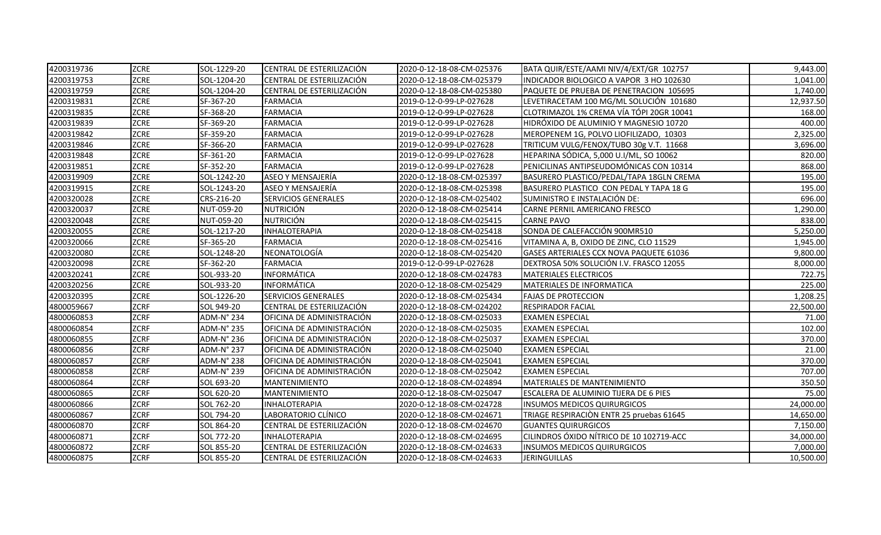| | | | | | | |
|---|---|---|---|---|---|---|
| 4200319736 | ZCRE | SOL-1229-20 | CENTRAL DE ESTERILIZACIÓN | 2020-0-12-18-08-CM-025376 | BATA QUIR/ESTE/AAMI NIV/4/EXT/GR 102757 | 9,443.00 |
| 4200319753 | ZCRE | SOL-1204-20 | CENTRAL DE ESTERILIZACIÓN | 2020-0-12-18-08-CM-025379 | INDICADOR BIOLOGICO A VAPOR 3 HO 102630 | 1,041.00 |
| 4200319759 | ZCRE | SOL-1204-20 | CENTRAL DE ESTERILIZACIÓN | 2020-0-12-18-08-CM-025380 | PAQUETE DE PRUEBA DE PENETRACION 105695 | 1,740.00 |
| 4200319831 | ZCRE | SF-367-20 | FARMACIA | 2019-0-12-0-99-LP-027628 | LEVETIRACETAM 100 MG/ML SOLUCIÓN 101680 | 12,937.50 |
| 4200319835 | ZCRE | SF-368-20 | FARMACIA | 2019-0-12-0-99-LP-027628 | CLOTRIMAZOL 1% CREMA VÍA TÓPI 20GR 10041 | 168.00 |
| 4200319839 | ZCRE | SF-369-20 | FARMACIA | 2019-0-12-0-99-LP-027628 | HIDRÓXIDO DE ALUMINIO Y MAGNESIO 10720 | 400.00 |
| 4200319842 | ZCRE | SF-359-20 | FARMACIA | 2019-0-12-0-99-LP-027628 | MEROPENEM 1G, POLVO LIOFILIZADO, 10303 | 2,325.00 |
| 4200319846 | ZCRE | SF-366-20 | FARMACIA | 2019-0-12-0-99-LP-027628 | TRITICUM VULG/FENOX/TUBO 30g V.T. 11668 | 3,696.00 |
| 4200319848 | ZCRE | SF-361-20 | FARMACIA | 2019-0-12-0-99-LP-027628 | HEPARINA SÓDICA, 5,000 U.I/ML, SO 10062 | 820.00 |
| 4200319851 | ZCRE | SF-352-20 | FARMACIA | 2019-0-12-0-99-LP-027628 | PENICILINAS ANTIPSEUDOMÓNICAS CON 10314 | 868.00 |
| 4200319909 | ZCRE | SOL-1242-20 | ASEO Y MENSAJERÍA | 2020-0-12-18-08-CM-025397 | BASURERO PLASTICO/PEDAL/TAPA 18GLN CREMA | 195.00 |
| 4200319915 | ZCRE | SOL-1243-20 | ASEO Y MENSAJERÍA | 2020-0-12-18-08-CM-025398 | BASURERO PLASTICO CON PEDAL Y TAPA 18 G | 195.00 |
| 4200320028 | ZCRE | CRS-216-20 | SERVICIOS GENERALES | 2020-0-12-18-08-CM-025402 | SUMINISTRO E INSTALACIÓN DE: | 696.00 |
| 4200320037 | ZCRE | NUT-059-20 | NUTRICIÓN | 2020-0-12-18-08-CM-025414 | CARNE PERNIL AMERICANO FRESCO | 1,290.00 |
| 4200320048 | ZCRE | NUT-059-20 | NUTRICIÓN | 2020-0-12-18-08-CM-025415 | CARNE PAVO | 838.00 |
| 4200320055 | ZCRE | SOL-1217-20 | INHALOTERAPIA | 2020-0-12-18-08-CM-025418 | SONDA DE CALEFACCIÓN 900MR510 | 5,250.00 |
| 4200320066 | ZCRE | SF-365-20 | FARMACIA | 2020-0-12-18-08-CM-025416 | VITAMINA A, B, OXIDO DE ZINC, CLO 11529 | 1,945.00 |
| 4200320080 | ZCRE | SOL-1248-20 | NEONATOLOGÍA | 2020-0-12-18-08-CM-025420 | GASES ARTERIALES CCX NOVA PAQUETE 61036 | 9,800.00 |
| 4200320098 | ZCRE | SF-362-20 | FARMACIA | 2019-0-12-0-99-LP-027628 | DEXTROSA 50% SOLUCIÓN I.V. FRASCO 12055 | 8,000.00 |
| 4200320241 | ZCRE | SOL-933-20 | INFORMÁTICA | 2020-0-12-18-08-CM-024783 | MATERIALES ELECTRICOS | 722.75 |
| 4200320256 | ZCRE | SOL-933-20 | INFORMÁTICA | 2020-0-12-18-08-CM-025429 | MATERIALES DE INFORMATICA | 225.00 |
| 4200320395 | ZCRE | SOL-1226-20 | SERVICIOS GENERALES | 2020-0-12-18-08-CM-025434 | FAJAS DE PROTECCION | 1,208.25 |
| 4800059667 | ZCRF | SOL 949-20 | CENTRAL DE ESTERILIZACIÓN | 2020-0-12-18-08-CM-024202 | RESPIRADOR FACIAL | 22,500.00 |
| 4800060853 | ZCRF | ADM-N° 234 | OFICINA DE ADMINISTRACIÓN | 2020-0-12-18-08-CM-025033 | EXAMEN ESPECIAL | 71.00 |
| 4800060854 | ZCRF | ADM-N° 235 | OFICINA DE ADMINISTRACIÓN | 2020-0-12-18-08-CM-025035 | EXAMEN ESPECIAL | 102.00 |
| 4800060855 | ZCRF | ADM-N° 236 | OFICINA DE ADMINISTRACIÓN | 2020-0-12-18-08-CM-025037 | EXAMEN ESPECIAL | 370.00 |
| 4800060856 | ZCRF | ADM-N° 237 | OFICINA DE ADMINISTRACIÓN | 2020-0-12-18-08-CM-025040 | EXAMEN ESPECIAL | 21.00 |
| 4800060857 | ZCRF | ADM-N° 238 | OFICINA DE ADMINISTRACIÓN | 2020-0-12-18-08-CM-025041 | EXAMEN ESPECIAL | 370.00 |
| 4800060858 | ZCRF | ADM-N° 239 | OFICINA DE ADMINISTRACIÓN | 2020-0-12-18-08-CM-025042 | EXAMEN ESPECIAL | 707.00 |
| 4800060864 | ZCRF | SOL 693-20 | MANTENIMIENTO | 2020-0-12-18-08-CM-024894 | MATERIALES DE MANTENIMIENTO | 350.50 |
| 4800060865 | ZCRF | SOL 620-20 | MANTENIMIENTO | 2020-0-12-18-08-CM-025047 | ESCALERA DE ALUMINIO TIJERA DE 6 PIES | 75.00 |
| 4800060866 | ZCRF | SOL 762-20 | INHALOTERAPIA | 2020-0-12-18-08-CM-024728 | INSUMOS MEDICOS QUIRURGICOS | 24,000.00 |
| 4800060867 | ZCRF | SOL 794-20 | LABORATORIO CLÍNICO | 2020-0-12-18-08-CM-024671 | TRIAGE RESPIRACIÒN ENTR 25 pruebas 61645 | 14,650.00 |
| 4800060870 | ZCRF | SOL 864-20 | CENTRAL DE ESTERILIZACIÓN | 2020-0-12-18-08-CM-024670 | GUANTES QUIRURGICOS | 7,150.00 |
| 4800060871 | ZCRF | SOL 772-20 | INHALOTERAPIA | 2020-0-12-18-08-CM-024695 | CILINDROS ÓXIDO NÍTRICO DE 10 102719-ACC | 34,000.00 |
| 4800060872 | ZCRF | SOL 855-20 | CENTRAL DE ESTERILIZACIÓN | 2020-0-12-18-08-CM-024633 | INSUMOS MEDICOS QUIRURGICOS | 7,000.00 |
| 4800060875 | ZCRF | SOL 855-20 | CENTRAL DE ESTERILIZACIÓN | 2020-0-12-18-08-CM-024633 | JERINGUILLAS | 10,500.00 |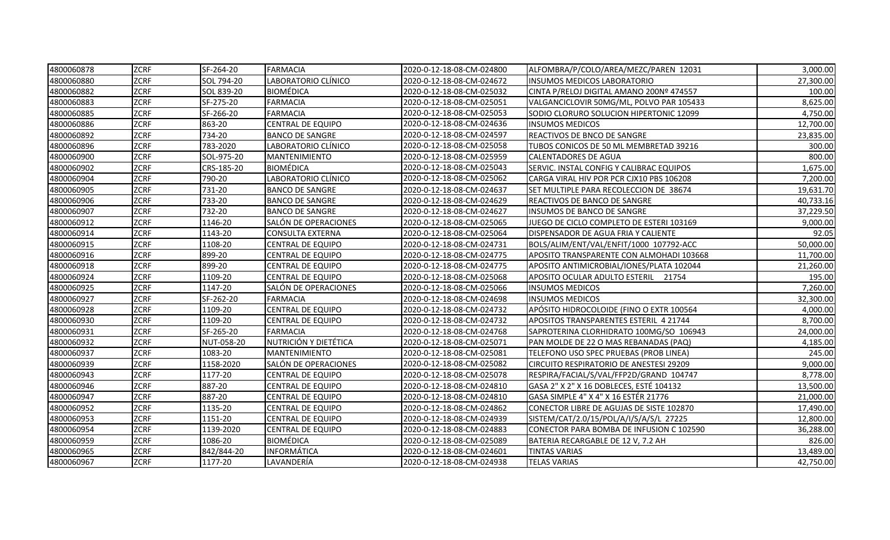| | | | | | | |
|---|---|---|---|---|---|---|
| 4800060878 | ZCRF | SF-264-20 | FARMACIA | 2020-0-12-18-08-CM-024800 | ALFOMBRA/P/COLO/AREA/MEZC/PAREN 12031 | 3,000.00 |
| 4800060880 | ZCRF | SOL 794-20 | LABORATORIO CLÍNICO | 2020-0-12-18-08-CM-024672 | INSUMOS MEDICOS LABORATORIO | 27,300.00 |
| 4800060882 | ZCRF | SOL 839-20 | BIOMÉDICA | 2020-0-12-18-08-CM-025032 | CINTA P/RELOJ DIGITAL AMANO 200Nº 474557 | 100.00 |
| 4800060883 | ZCRF | SF-275-20 | FARMACIA | 2020-0-12-18-08-CM-025051 | VALGANCICLOVIR 50MG/ML, POLVO PAR 105433 | 8,625.00 |
| 4800060885 | ZCRF | SF-266-20 | FARMACIA | 2020-0-12-18-08-CM-025053 | SODIO CLORURO SOLUCION HIPERTONIC 12099 | 4,750.00 |
| 4800060886 | ZCRF | 863-20 | CENTRAL DE EQUIPO | 2020-0-12-18-08-CM-024636 | INSUMOS MEDICOS | 12,700.00 |
| 4800060892 | ZCRF | 734-20 | BANCO DE SANGRE | 2020-0-12-18-08-CM-024597 | REACTIVOS DE BNCO DE SANGRE | 23,835.00 |
| 4800060896 | ZCRF | 783-2020 | LABORATORIO CLÍNICO | 2020-0-12-18-08-CM-025058 | TUBOS CONICOS DE 50 ML MEMBRETAD 39216 | 300.00 |
| 4800060900 | ZCRF | SOL-975-20 | MANTENIMIENTO | 2020-0-12-18-08-CM-025959 | CALENTADORES DE AGUA | 800.00 |
| 4800060902 | ZCRF | CRS-185-20 | BIOMÉDICA | 2020-0-12-18-08-CM-025043 | SERVIC. INSTAL CONFIG Y CALIBRAC EQUIPOS | 1,675.00 |
| 4800060904 | ZCRF | 790-20 | LABORATORIO CLÍNICO | 2020-0-12-18-08-CM-025062 | CARGA VIRAL HIV POR PCR CJX10 PBS 106208 | 7,200.00 |
| 4800060905 | ZCRF | 731-20 | BANCO DE SANGRE | 2020-0-12-18-08-CM-024637 | SET MULTIPLE PARA RECOLECCION DE 38674 | 19,631.70 |
| 4800060906 | ZCRF | 733-20 | BANCO DE SANGRE | 2020-0-12-18-08-CM-024629 | REACTIVOS DE BANCO DE SANGRE | 40,733.16 |
| 4800060907 | ZCRF | 732-20 | BANCO DE SANGRE | 2020-0-12-18-08-CM-024627 | INSUMOS DE BANCO DE SANGRE | 37,229.50 |
| 4800060912 | ZCRF | 1146-20 | SALÓN DE OPERACIONES | 2020-0-12-18-08-CM-025065 | JUEGO DE CICLO COMPLETO DE ESTERI 103169 | 9,000.00 |
| 4800060914 | ZCRF | 1143-20 | CONSULTA EXTERNA | 2020-0-12-18-08-CM-025064 | DISPENSADOR DE AGUA FRIA Y CALIENTE | 92.05 |
| 4800060915 | ZCRF | 1108-20 | CENTRAL DE EQUIPO | 2020-0-12-18-08-CM-024731 | BOLS/ALIM/ENT/VAL/ENFIT/1000 107792-ACC | 50,000.00 |
| 4800060916 | ZCRF | 899-20 | CENTRAL DE EQUIPO | 2020-0-12-18-08-CM-024775 | APOSITO TRANSPARENTE CON ALMOHADI 103668 | 11,700.00 |
| 4800060918 | ZCRF | 899-20 | CENTRAL DE EQUIPO | 2020-0-12-18-08-CM-024775 | APOSITO ANTIMICROBIAL/IONES/PLATA 102044 | 21,260.00 |
| 4800060924 | ZCRF | 1109-20 | CENTRAL DE EQUIPO | 2020-0-12-18-08-CM-025068 | APOSITO OCULAR ADULTO ESTERIL 21754 | 195.00 |
| 4800060925 | ZCRF | 1147-20 | SALÓN DE OPERACIONES | 2020-0-12-18-08-CM-025066 | INSUMOS MEDICOS | 7,260.00 |
| 4800060927 | ZCRF | SF-262-20 | FARMACIA | 2020-0-12-18-08-CM-024698 | INSUMOS MEDICOS | 32,300.00 |
| 4800060928 | ZCRF | 1109-20 | CENTRAL DE EQUIPO | 2020-0-12-18-08-CM-024732 | APÓSITO HIDROCOLOIDE (FINO O EXTR 100564 | 4,000.00 |
| 4800060930 | ZCRF | 1109-20 | CENTRAL DE EQUIPO | 2020-0-12-18-08-CM-024732 | APOSITOS TRANSPARENTES ESTERIL 4 21744 | 8,700.00 |
| 4800060931 | ZCRF | SF-265-20 | FARMACIA | 2020-0-12-18-08-CM-024768 | SAPROTERINA CLORHIDRATO 100MG/SO 106943 | 24,000.00 |
| 4800060932 | ZCRF | NUT-058-20 | NUTRICIÓN Y DIETÉTICA | 2020-0-12-18-08-CM-025071 | PAN MOLDE DE 22 O MAS REBANADAS (PAQ) | 4,185.00 |
| 4800060937 | ZCRF | 1083-20 | MANTENIMIENTO | 2020-0-12-18-08-CM-025081 | TELEFONO USO SPEC PRUEBAS (PROB LINEA) | 245.00 |
| 4800060939 | ZCRF | 1158-2020 | SALÓN DE OPERACIONES | 2020-0-12-18-08-CM-025082 | CIRCUITO RESPIRATORIO DE ANESTESI 29209 | 9,000.00 |
| 4800060943 | ZCRF | 1177-20 | CENTRAL DE EQUIPO | 2020-0-12-18-08-CM-025078 | RESPIRA/FACIAL/S/VAL/FFP2D/GRAND 104747 | 8,778.00 |
| 4800060946 | ZCRF | 887-20 | CENTRAL DE EQUIPO | 2020-0-12-18-08-CM-024810 | GASA 2" X 2" X 16 DOBLECES, ESTÉ 104132 | 13,500.00 |
| 4800060947 | ZCRF | 887-20 | CENTRAL DE EQUIPO | 2020-0-12-18-08-CM-024810 | GASA SIMPLE 4" X 4" X 16 ESTÉR 21776 | 21,000.00 |
| 4800060952 | ZCRF | 1135-20 | CENTRAL DE EQUIPO | 2020-0-12-18-08-CM-024862 | CONECTOR LIBRE DE AGUJAS DE SISTE 102870 | 17,490.00 |
| 4800060953 | ZCRF | 1151-20 | CENTRAL DE EQUIPO | 2020-0-12-18-08-CM-024939 | SISTEM/CAT/2.0/15/POL/A/I/S/A/S/L 27225 | 12,800.00 |
| 4800060954 | ZCRF | 1139-2020 | CENTRAL DE EQUIPO | 2020-0-12-18-08-CM-024883 | CONECTOR PARA BOMBA DE INFUSION C 102590 | 36,288.00 |
| 4800060959 | ZCRF | 1086-20 | BIOMÉDICA | 2020-0-12-18-08-CM-025089 | BATERIA RECARGABLE DE 12 V, 7.2 AH | 826.00 |
| 4800060965 | ZCRF | 842/844-20 | INFORMÁTICA | 2020-0-12-18-08-CM-024601 | TINTAS VARIAS | 13,489.00 |
| 4800060967 | ZCRF | 1177-20 | LAVANDERÍA | 2020-0-12-18-08-CM-024938 | TELAS VARIAS | 42,750.00 |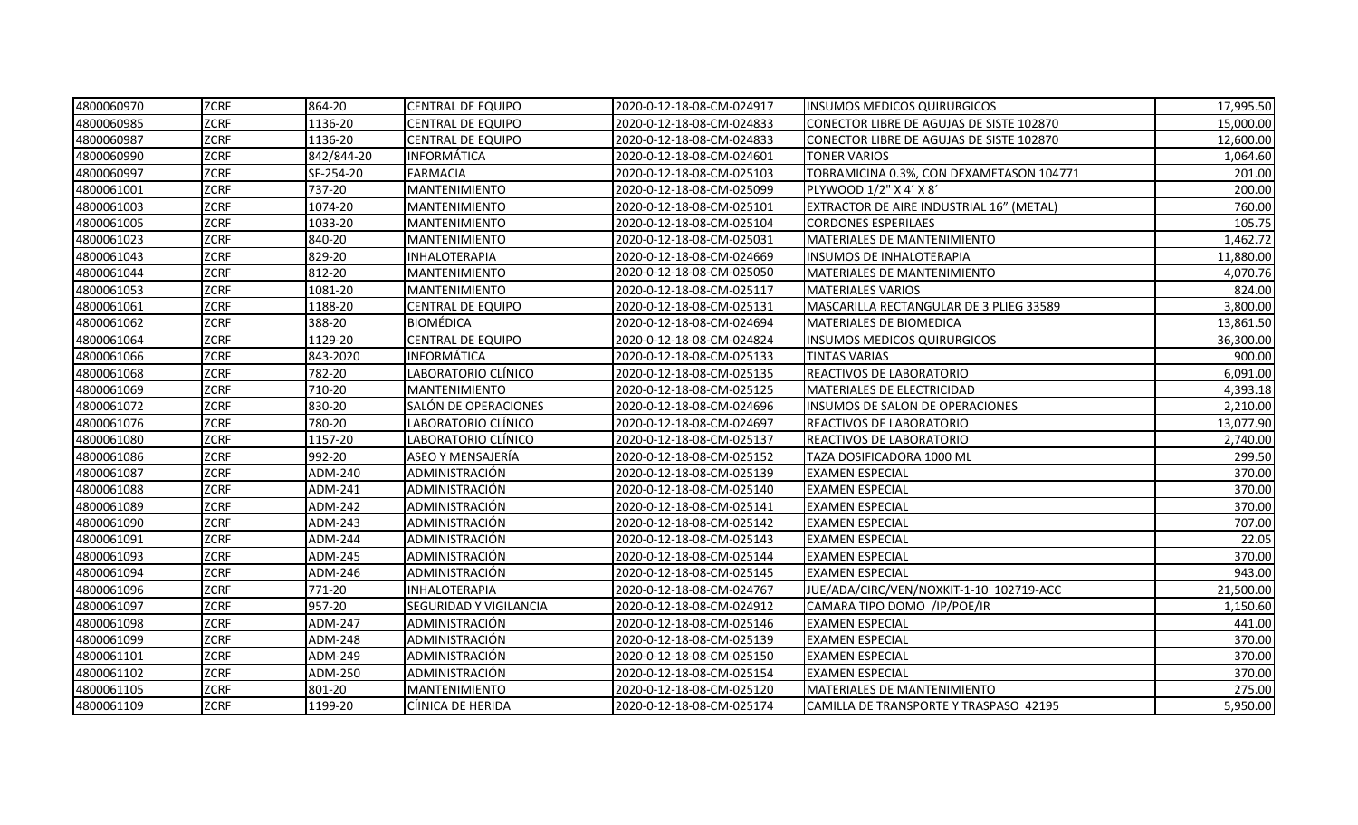| 4800060970 | ZCRF | 864-20 | CENTRAL DE EQUIPO | 2020-0-12-18-08-CM-024917 | INSUMOS MEDICOS QUIRURGICOS | 17,995.50 |
|---|---|---|---|---|---|---|
| 4800060985 | ZCRF | 1136-20 | CENTRAL DE EQUIPO | 2020-0-12-18-08-CM-024833 | CONECTOR LIBRE DE AGUJAS DE SISTE 102870 | 15,000.00 |
| 4800060987 | ZCRF | 1136-20 | CENTRAL DE EQUIPO | 2020-0-12-18-08-CM-024833 | CONECTOR LIBRE DE AGUJAS DE SISTE 102870 | 12,600.00 |
| 4800060990 | ZCRF | 842/844-20 | INFORMÁTICA | 2020-0-12-18-08-CM-024601 | TONER VARIOS | 1,064.60 |
| 4800060997 | ZCRF | SF-254-20 | FARMACIA | 2020-0-12-18-08-CM-025103 | TOBRAMICINA 0.3%, CON DEXAMETASON 104771 | 201.00 |
| 4800061001 | ZCRF | 737-20 | MANTENIMIENTO | 2020-0-12-18-08-CM-025099 | PLYWOOD 1/2" X 4´ X 8´ | 200.00 |
| 4800061003 | ZCRF | 1074-20 | MANTENIMIENTO | 2020-0-12-18-08-CM-025101 | EXTRACTOR DE AIRE INDUSTRIAL 16" (METAL) | 760.00 |
| 4800061005 | ZCRF | 1033-20 | MANTENIMIENTO | 2020-0-12-18-08-CM-025104 | CORDONES ESPERILAES | 105.75 |
| 4800061023 | ZCRF | 840-20 | MANTENIMIENTO | 2020-0-12-18-08-CM-025031 | MATERIALES DE MANTENIMIENTO | 1,462.72 |
| 4800061043 | ZCRF | 829-20 | INHALOTERAPIA | 2020-0-12-18-08-CM-024669 | INSUMOS DE INHALOTERAPIA | 11,880.00 |
| 4800061044 | ZCRF | 812-20 | MANTENIMIENTO | 2020-0-12-18-08-CM-025050 | MATERIALES DE MANTENIMIENTO | 4,070.76 |
| 4800061053 | ZCRF | 1081-20 | MANTENIMIENTO | 2020-0-12-18-08-CM-025117 | MATERIALES VARIOS | 824.00 |
| 4800061061 | ZCRF | 1188-20 | CENTRAL DE EQUIPO | 2020-0-12-18-08-CM-025131 | MASCARILLA RECTANGULAR DE 3 PLIEG 33589 | 3,800.00 |
| 4800061062 | ZCRF | 388-20 | BIOMÉDICA | 2020-0-12-18-08-CM-024694 | MATERIALES DE BIOMEDICA | 13,861.50 |
| 4800061064 | ZCRF | 1129-20 | CENTRAL DE EQUIPO | 2020-0-12-18-08-CM-024824 | INSUMOS MEDICOS QUIRURGICOS | 36,300.00 |
| 4800061066 | ZCRF | 843-2020 | INFORMÁTICA | 2020-0-12-18-08-CM-025133 | TINTAS VARIAS | 900.00 |
| 4800061068 | ZCRF | 782-20 | LABORATORIO CLÍNICO | 2020-0-12-18-08-CM-025135 | REACTIVOS DE LABORATORIO | 6,091.00 |
| 4800061069 | ZCRF | 710-20 | MANTENIMIENTO | 2020-0-12-18-08-CM-025125 | MATERIALES DE ELECTRICIDAD | 4,393.18 |
| 4800061072 | ZCRF | 830-20 | SALÓN DE OPERACIONES | 2020-0-12-18-08-CM-024696 | INSUMOS DE SALON DE OPERACIONES | 2,210.00 |
| 4800061076 | ZCRF | 780-20 | LABORATORIO CLÍNICO | 2020-0-12-18-08-CM-024697 | REACTIVOS DE LABORATORIO | 13,077.90 |
| 4800061080 | ZCRF | 1157-20 | LABORATORIO CLÍNICO | 2020-0-12-18-08-CM-025137 | REACTIVOS DE LABORATORIO | 2,740.00 |
| 4800061086 | ZCRF | 992-20 | ASEO Y MENSAJERÍA | 2020-0-12-18-08-CM-025152 | TAZA DOSIFICADORA 1000 ML | 299.50 |
| 4800061087 | ZCRF | ADM-240 | ADMINISTRACIÓN | 2020-0-12-18-08-CM-025139 | EXAMEN ESPECIAL | 370.00 |
| 4800061088 | ZCRF | ADM-241 | ADMINISTRACIÓN | 2020-0-12-18-08-CM-025140 | EXAMEN ESPECIAL | 370.00 |
| 4800061089 | ZCRF | ADM-242 | ADMINISTRACIÓN | 2020-0-12-18-08-CM-025141 | EXAMEN ESPECIAL | 370.00 |
| 4800061090 | ZCRF | ADM-243 | ADMINISTRACIÓN | 2020-0-12-18-08-CM-025142 | EXAMEN ESPECIAL | 707.00 |
| 4800061091 | ZCRF | ADM-244 | ADMINISTRACIÓN | 2020-0-12-18-08-CM-025143 | EXAMEN ESPECIAL | 22.05 |
| 4800061093 | ZCRF | ADM-245 | ADMINISTRACIÓN | 2020-0-12-18-08-CM-025144 | EXAMEN ESPECIAL | 370.00 |
| 4800061094 | ZCRF | ADM-246 | ADMINISTRACIÓN | 2020-0-12-18-08-CM-025145 | EXAMEN ESPECIAL | 943.00 |
| 4800061096 | ZCRF | 771-20 | INHALOTERAPIA | 2020-0-12-18-08-CM-024767 | JUE/ADA/CIRC/VEN/NOXKIT-1-10 102719-ACC | 21,500.00 |
| 4800061097 | ZCRF | 957-20 | SEGURIDAD Y VIGILANCIA | 2020-0-12-18-08-CM-024912 | CAMARA TIPO DOMO /IP/POE/IR | 1,150.60 |
| 4800061098 | ZCRF | ADM-247 | ADMINISTRACIÓN | 2020-0-12-18-08-CM-025146 | EXAMEN ESPECIAL | 441.00 |
| 4800061099 | ZCRF | ADM-248 | ADMINISTRACIÓN | 2020-0-12-18-08-CM-025139 | EXAMEN ESPECIAL | 370.00 |
| 4800061101 | ZCRF | ADM-249 | ADMINISTRACIÓN | 2020-0-12-18-08-CM-025150 | EXAMEN ESPECIAL | 370.00 |
| 4800061102 | ZCRF | ADM-250 | ADMINISTRACIÓN | 2020-0-12-18-08-CM-025154 | EXAMEN ESPECIAL | 370.00 |
| 4800061105 | ZCRF | 801-20 | MANTENIMIENTO | 2020-0-12-18-08-CM-025120 | MATERIALES DE MANTENIMIENTO | 275.00 |
| 4800061109 | ZCRF | 1199-20 | CÍINICA DE HERIDA | 2020-0-12-18-08-CM-025174 | CAMILLA DE TRANSPORTE Y TRASPASO 42195 | 5,950.00 |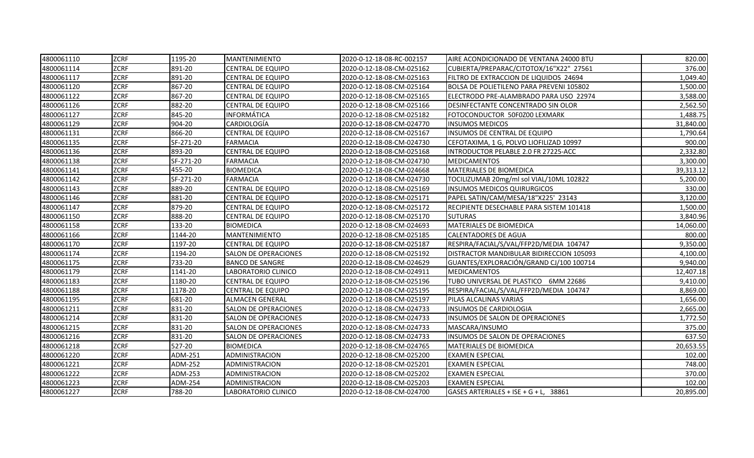| 4800061110 | ZCRF | 1195-20 | MANTENIMIENTO | 2020-0-12-18-08-RC-002157 | AIRE ACONDICIONADO DE VENTANA 24000 BTU | 820.00 |
|---|---|---|---|---|---|---|
| 4800061114 | ZCRF | 891-20 | CENTRAL DE EQUIPO | 2020-0-12-18-08-CM-025162 | CUBIERTA/PREPARAC/CITOTOX/16"X22" 27561 | 376.00 |
| 4800061117 | ZCRF | 891-20 | CENTRAL DE EQUIPO | 2020-0-12-18-08-CM-025163 | FILTRO DE EXTRACCION DE LIQUIDOS 24694 | 1,049.40 |
| 4800061120 | ZCRF | 867-20 | CENTRAL DE EQUIPO | 2020-0-12-18-08-CM-025164 | BOLSA DE POLIETILENO PARA PREVENI 105802 | 1,500.00 |
| 4800061122 | ZCRF | 867-20 | CENTRAL DE EQUIPO | 2020-0-12-18-08-CM-025165 | ELECTRODO PRE-ALAMBRADO PARA USO 22974 | 3,588.00 |
| 4800061126 | ZCRF | 882-20 | CENTRAL DE EQUIPO | 2020-0-12-18-08-CM-025166 | DESINFECTANTE CONCENTRADO SIN OLOR | 2,562.50 |
| 4800061127 | ZCRF | 845-20 | INFORMÁTICA | 2020-0-12-18-08-CM-025182 | FOTOCONDUCTOR 50F0Z00 LEXMARK | 1,488.75 |
| 4800061129 | ZCRF | 904-20 | CARDIOLOGÍA | 2020-0-12-18-08-CM-024770 | INSUMOS MEDICOS | 31,840.00 |
| 4800061131 | ZCRF | 866-20 | CENTRAL DE EQUIPO | 2020-0-12-18-08-CM-025167 | INSUMOS DE CENTRAL DE EQUIPO | 1,790.64 |
| 4800061135 | ZCRF | SF-271-20 | FARMACIA | 2020-0-12-18-08-CM-024730 | CEFOTAXIMA, 1 G, POLVO LIOFILIZAD 10997 | 900.00 |
| 4800061136 | ZCRF | 893-20 | CENTRAL DE EQUIPO | 2020-0-12-18-08-CM-025168 | INTRODUCTOR PELABLE 2.0 FR 27225-ACC | 2,332.80 |
| 4800061138 | ZCRF | SF-271-20 | FARMACIA | 2020-0-12-18-08-CM-024730 | MEDICAMENTOS | 3,300.00 |
| 4800061141 | ZCRF | 455-20 | BIOMEDICA | 2020-0-12-18-08-CM-024668 | MATERIALES DE BIOMEDICA | 39,313.12 |
| 4800061142 | ZCRF | SF-271-20 | FARMACIA | 2020-0-12-18-08-CM-024730 | TOCILIZUMAB 20mg/ml sol VIAL/10ML 102822 | 5,200.00 |
| 4800061143 | ZCRF | 889-20 | CENTRAL DE EQUIPO | 2020-0-12-18-08-CM-025169 | INSUMOS MEDICOS QUIRURGICOS | 330.00 |
| 4800061146 | ZCRF | 881-20 | CENTRAL DE EQUIPO | 2020-0-12-18-08-CM-025171 | PAPEL SATIN/CAM/MESA/18"X225' 23143 | 3,120.00 |
| 4800061147 | ZCRF | 879-20 | CENTRAL DE EQUIPO | 2020-0-12-18-08-CM-025172 | RECIPIENTE DESECHABLE PARA SISTEM 101418 | 1,500.00 |
| 4800061150 | ZCRF | 888-20 | CENTRAL DE EQUIPO | 2020-0-12-18-08-CM-025170 | SUTURAS | 3,840.96 |
| 4800061158 | ZCRF | 133-20 | BIOMEDICA | 2020-0-12-18-08-CM-024693 | MATERIALES DE BIOMEDICA | 14,060.00 |
| 4800061166 | ZCRF | 1144-20 | MANTENIMIENTO | 2020-0-12-18-08-CM-025185 | CALENTADORES DE AGUA | 800.00 |
| 4800061170 | ZCRF | 1197-20 | CENTRAL DE EQUIPO | 2020-0-12-18-08-CM-025187 | RESPIRA/FACIAL/S/VAL/FFP2D/MEDIA 104747 | 9,350.00 |
| 4800061174 | ZCRF | 1194-20 | SALON DE OPERACIONES | 2020-0-12-18-08-CM-025192 | DISTRACTOR MANDIBULAR BIDIRECCION 105093 | 4,100.00 |
| 4800061175 | ZCRF | 733-20 | BANCO DE SANGRE | 2020-0-12-18-08-CM-024629 | GUANTES/EXPLORACIÓN/GRAND CJ/100 100714 | 9,940.00 |
| 4800061179 | ZCRF | 1141-20 | LABORATORIO CLINICO | 2020-0-12-18-08-CM-024911 | MEDICAMENTOS | 12,407.18 |
| 4800061183 | ZCRF | 1180-20 | CENTRAL DE EQUIPO | 2020-0-12-18-08-CM-025196 | TUBO UNIVERSAL DE PLASTICO 6MM 22686 | 9,410.00 |
| 4800061188 | ZCRF | 1178-20 | CENTRAL DE EQUIPO | 2020-0-12-18-08-CM-025195 | RESPIRA/FACIAL/S/VAL/FFP2D/MEDIA 104747 | 8,869.00 |
| 4800061195 | ZCRF | 681-20 | ALMACEN GENERAL | 2020-0-12-18-08-CM-025197 | PILAS ALCALINAS VARIAS | 1,656.00 |
| 4800061211 | ZCRF | 831-20 | SALON DE OPERACIONES | 2020-0-12-18-08-CM-024733 | INSUMOS DE CARDIOLOGIA | 2,665.00 |
| 4800061214 | ZCRF | 831-20 | SALON DE OPERACIONES | 2020-0-12-18-08-CM-024733 | INSUMOS DE SALON DE OPERACIONES | 1,772.50 |
| 4800061215 | ZCRF | 831-20 | SALON DE OPERACIONES | 2020-0-12-18-08-CM-024733 | MASCARA/INSUMO | 375.00 |
| 4800061216 | ZCRF | 831-20 | SALON DE OPERACIONES | 2020-0-12-18-08-CM-024733 | INSUMOS DE SALON DE OPERACIONES | 637.50 |
| 4800061218 | ZCRF | 527-20 | BIOMEDICA | 2020-0-12-18-08-CM-024765 | MATERIALES DE BIOMEDICA | 20,653.55 |
| 4800061220 | ZCRF | ADM-251 | ADMINISTRACION | 2020-0-12-18-08-CM-025200 | EXAMEN ESPECIAL | 102.00 |
| 4800061221 | ZCRF | ADM-252 | ADMINISTRACION | 2020-0-12-18-08-CM-025201 | EXAMEN ESPECIAL | 748.00 |
| 4800061222 | ZCRF | ADM-253 | ADMINISTRACION | 2020-0-12-18-08-CM-025202 | EXAMEN ESPECIAL | 370.00 |
| 4800061223 | ZCRF | ADM-254 | ADMINISTRACION | 2020-0-12-18-08-CM-025203 | EXAMEN ESPECIAL | 102.00 |
| 4800061227 | ZCRF | 788-20 | LABORATORIO CLINICO | 2020-0-12-18-08-CM-024700 | GASES ARTERIALES + ISE + G + L, 38861 | 20,895.00 |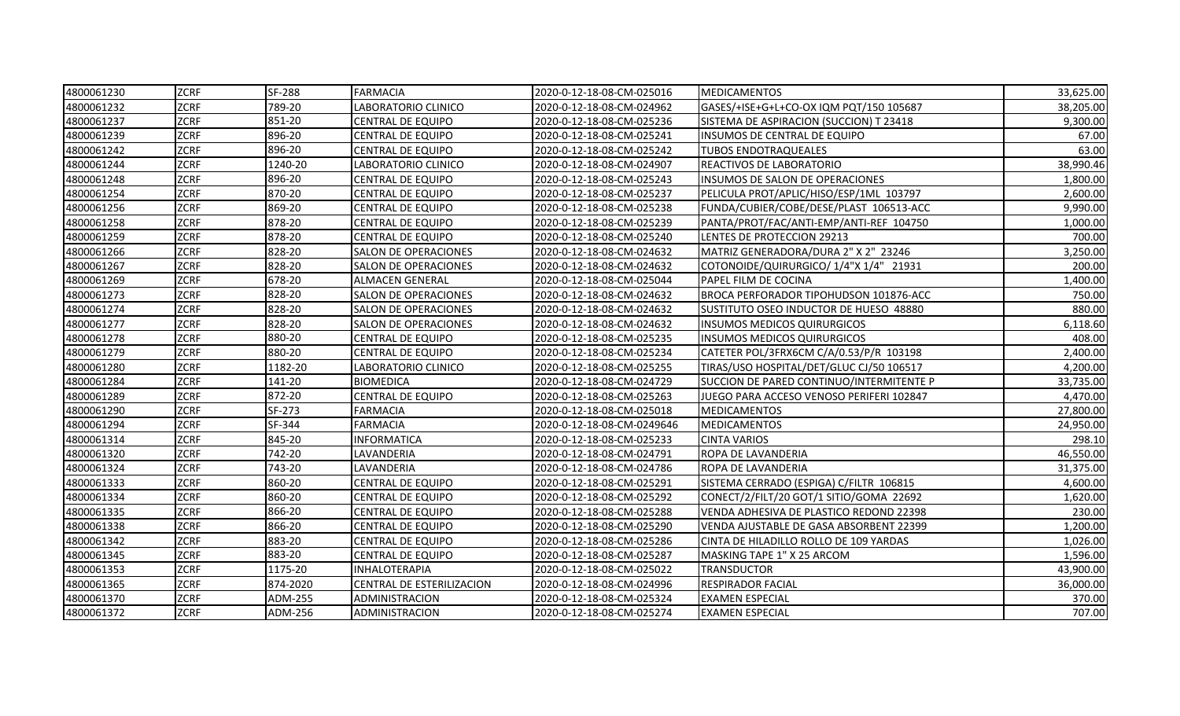| | | | | | | |
|---|---|---|---|---|---|---|
| 4800061230 | ZCRF | SF-288 | FARMACIA | 2020-0-12-18-08-CM-025016 | MEDICAMENTOS | 33,625.00 |
| 4800061232 | ZCRF | 789-20 | LABORATORIO CLINICO | 2020-0-12-18-08-CM-024962 | GASES/+ISE+G+L+CO-OX IQM PQT/150 105687 | 38,205.00 |
| 4800061237 | ZCRF | 851-20 | CENTRAL DE EQUIPO | 2020-0-12-18-08-CM-025236 | SISTEMA DE ASPIRACION (SUCCION) T 23418 | 9,300.00 |
| 4800061239 | ZCRF | 896-20 | CENTRAL DE EQUIPO | 2020-0-12-18-08-CM-025241 | INSUMOS DE CENTRAL DE EQUIPO | 67.00 |
| 4800061242 | ZCRF | 896-20 | CENTRAL DE EQUIPO | 2020-0-12-18-08-CM-025242 | TUBOS ENDOTRAQUEALES | 63.00 |
| 4800061244 | ZCRF | 1240-20 | LABORATORIO CLINICO | 2020-0-12-18-08-CM-024907 | REACTIVOS DE LABORATORIO | 38,990.46 |
| 4800061248 | ZCRF | 896-20 | CENTRAL DE EQUIPO | 2020-0-12-18-08-CM-025243 | INSUMOS DE SALON DE OPERACIONES | 1,800.00 |
| 4800061254 | ZCRF | 870-20 | CENTRAL DE EQUIPO | 2020-0-12-18-08-CM-025237 | PELICULA PROT/APLIC/HISO/ESP/1ML 103797 | 2,600.00 |
| 4800061256 | ZCRF | 869-20 | CENTRAL DE EQUIPO | 2020-0-12-18-08-CM-025238 | FUNDA/CUBIER/COBE/DESE/PLAST 106513-ACC | 9,990.00 |
| 4800061258 | ZCRF | 878-20 | CENTRAL DE EQUIPO | 2020-0-12-18-08-CM-025239 | PANTA/PROT/FAC/ANTI-EMP/ANTI-REF 104750 | 1,000.00 |
| 4800061259 | ZCRF | 878-20 | CENTRAL DE EQUIPO | 2020-0-12-18-08-CM-025240 | LENTES DE PROTECCION 29213 | 700.00 |
| 4800061266 | ZCRF | 828-20 | SALON DE OPERACIONES | 2020-0-12-18-08-CM-024632 | MATRIZ GENERADORA/DURA 2" X 2" 23246 | 3,250.00 |
| 4800061267 | ZCRF | 828-20 | SALON DE OPERACIONES | 2020-0-12-18-08-CM-024632 | COTONOIDE/QUIRURGICO/ 1/4"X 1/4" 21931 | 200.00 |
| 4800061269 | ZCRF | 678-20 | ALMACEN GENERAL | 2020-0-12-18-08-CM-025044 | PAPEL FILM DE COCINA | 1,400.00 |
| 4800061273 | ZCRF | 828-20 | SALON DE OPERACIONES | 2020-0-12-18-08-CM-024632 | BROCA PERFORADOR TIPOHUDSON 101876-ACC | 750.00 |
| 4800061274 | ZCRF | 828-20 | SALON DE OPERACIONES | 2020-0-12-18-08-CM-024632 | SUSTITUTO OSEO INDUCTOR DE HUESO 48880 | 880.00 |
| 4800061277 | ZCRF | 828-20 | SALON DE OPERACIONES | 2020-0-12-18-08-CM-024632 | INSUMOS MEDICOS QUIRURGICOS | 6,118.60 |
| 4800061278 | ZCRF | 880-20 | CENTRAL DE EQUIPO | 2020-0-12-18-08-CM-025235 | INSUMOS MEDICOS QUIRURGICOS | 408.00 |
| 4800061279 | ZCRF | 880-20 | CENTRAL DE EQUIPO | 2020-0-12-18-08-CM-025234 | CATETER POL/3FRX6CM C/A/0.53/P/R 103198 | 2,400.00 |
| 4800061280 | ZCRF | 1182-20 | LABORATORIO CLINICO | 2020-0-12-18-08-CM-025255 | TIRAS/USO HOSPITAL/DET/GLUC CJ/50 106517 | 4,200.00 |
| 4800061284 | ZCRF | 141-20 | BIOMEDICA | 2020-0-12-18-08-CM-024729 | SUCCION DE PARED CONTINUO/INTERMITENTE P | 33,735.00 |
| 4800061289 | ZCRF | 872-20 | CENTRAL DE EQUIPO | 2020-0-12-18-08-CM-025263 | JUEGO PARA ACCESO VENOSO PERIFERI 102847 | 4,470.00 |
| 4800061290 | ZCRF | SF-273 | FARMACIA | 2020-0-12-18-08-CM-025018 | MEDICAMENTOS | 27,800.00 |
| 4800061294 | ZCRF | SF-344 | FARMACIA | 2020-0-12-18-08-CM-0249646 | MEDICAMENTOS | 24,950.00 |
| 4800061314 | ZCRF | 845-20 | INFORMATICA | 2020-0-12-18-08-CM-025233 | CINTA VARIOS | 298.10 |
| 4800061320 | ZCRF | 742-20 | LAVANDERIA | 2020-0-12-18-08-CM-024791 | ROPA DE LAVANDERIA | 46,550.00 |
| 4800061324 | ZCRF | 743-20 | LAVANDERIA | 2020-0-12-18-08-CM-024786 | ROPA DE LAVANDERIA | 31,375.00 |
| 4800061333 | ZCRF | 860-20 | CENTRAL DE EQUIPO | 2020-0-12-18-08-CM-025291 | SISTEMA CERRADO (ESPIGA) C/FILTR 106815 | 4,600.00 |
| 4800061334 | ZCRF | 860-20 | CENTRAL DE EQUIPO | 2020-0-12-18-08-CM-025292 | CONECT/2/FILT/20 GOT/1 SITIO/GOMA 22692 | 1,620.00 |
| 4800061335 | ZCRF | 866-20 | CENTRAL DE EQUIPO | 2020-0-12-18-08-CM-025288 | VENDA ADHESIVA DE PLASTICO REDOND 22398 | 230.00 |
| 4800061338 | ZCRF | 866-20 | CENTRAL DE EQUIPO | 2020-0-12-18-08-CM-025290 | VENDA AJUSTABLE DE GASA ABSORBENT 22399 | 1,200.00 |
| 4800061342 | ZCRF | 883-20 | CENTRAL DE EQUIPO | 2020-0-12-18-08-CM-025286 | CINTA DE HILADILLO ROLLO DE 109 YARDAS | 1,026.00 |
| 4800061345 | ZCRF | 883-20 | CENTRAL DE EQUIPO | 2020-0-12-18-08-CM-025287 | MASKING TAPE 1" X 25 ARCOM | 1,596.00 |
| 4800061353 | ZCRF | 1175-20 | INHALOTERAPIA | 2020-0-12-18-08-CM-025022 | TRANSDUCTOR | 43,900.00 |
| 4800061365 | ZCRF | 874-2020 | CENTRAL DE ESTERILIZACION | 2020-0-12-18-08-CM-024996 | RESPIRADOR FACIAL | 36,000.00 |
| 4800061370 | ZCRF | ADM-255 | ADMINISTRACION | 2020-0-12-18-08-CM-025324 | EXAMEN ESPECIAL | 370.00 |
| 4800061372 | ZCRF | ADM-256 | ADMINISTRACION | 2020-0-12-18-08-CM-025274 | EXAMEN ESPECIAL | 707.00 |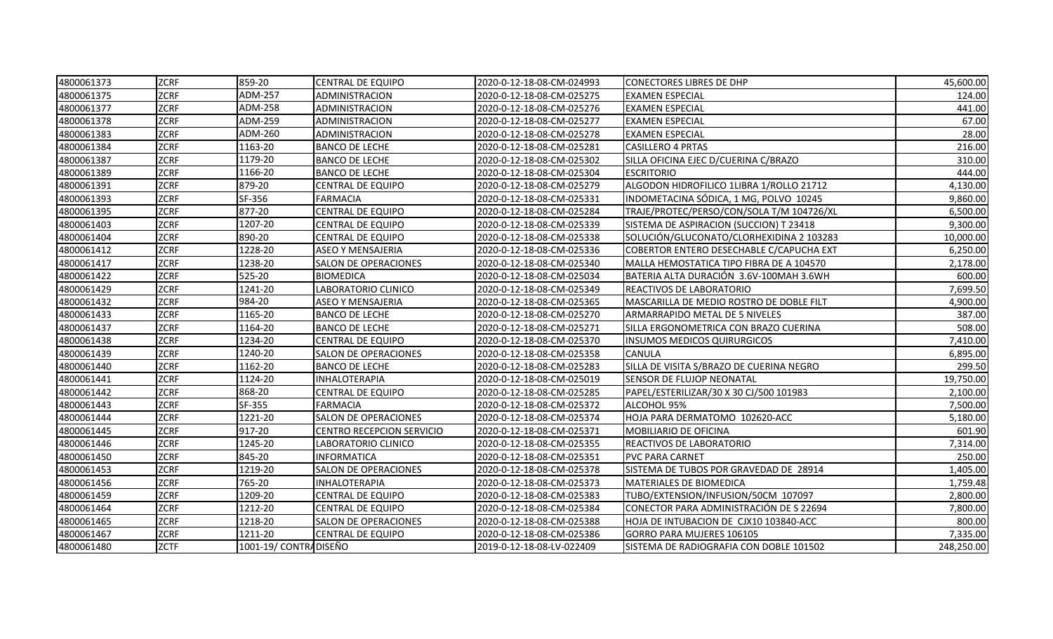| | | | | | | |
|---|---|---|---|---|---|---|
| 4800061373 | ZCRF | 859-20 | CENTRAL DE EQUIPO | 2020-0-12-18-08-CM-024993 | CONECTORES LIBRES DE DHP | 45,600.00 |
| 4800061375 | ZCRF | ADM-257 | ADMINISTRACION | 2020-0-12-18-08-CM-025275 | EXAMEN ESPECIAL | 124.00 |
| 4800061377 | ZCRF | ADM-258 | ADMINISTRACION | 2020-0-12-18-08-CM-025276 | EXAMEN ESPECIAL | 441.00 |
| 4800061378 | ZCRF | ADM-259 | ADMINISTRACION | 2020-0-12-18-08-CM-025277 | EXAMEN ESPECIAL | 67.00 |
| 4800061383 | ZCRF | ADM-260 | ADMINISTRACION | 2020-0-12-18-08-CM-025278 | EXAMEN ESPECIAL | 28.00 |
| 4800061384 | ZCRF | 1163-20 | BANCO DE LECHE | 2020-0-12-18-08-CM-025281 | CASILLERO 4 PRTAS | 216.00 |
| 4800061387 | ZCRF | 1179-20 | BANCO DE LECHE | 2020-0-12-18-08-CM-025302 | SILLA OFICINA EJEC D/CUERINA C/BRAZO | 310.00 |
| 4800061389 | ZCRF | 1166-20 | BANCO DE LECHE | 2020-0-12-18-08-CM-025304 | ESCRITORIO | 444.00 |
| 4800061391 | ZCRF | 879-20 | CENTRAL DE EQUIPO | 2020-0-12-18-08-CM-025279 | ALGODON HIDROFILICO 1LIBRA 1/ROLLO 21712 | 4,130.00 |
| 4800061393 | ZCRF | SF-356 | FARMACIA | 2020-0-12-18-08-CM-025331 | INDOMETACINA SÓDICA, 1 MG, POLVO 10245 | 9,860.00 |
| 4800061395 | ZCRF | 877-20 | CENTRAL DE EQUIPO | 2020-0-12-18-08-CM-025284 | TRAJE/PROTEC/PERSO/CON/SOLA T/M 104726/XL | 6,500.00 |
| 4800061403 | ZCRF | 1207-20 | CENTRAL DE EQUIPO | 2020-0-12-18-08-CM-025339 | SISTEMA DE ASPIRACION (SUCCION) T 23418 | 9,300.00 |
| 4800061404 | ZCRF | 890-20 | CENTRAL DE EQUIPO | 2020-0-12-18-08-CM-025338 | SOLUCIÓN/GLUCONATO/CLORHEXIDINA 2 103283 | 10,000.00 |
| 4800061412 | ZCRF | 1228-20 | ASEO Y MENSAJERIA | 2020-0-12-18-08-CM-025336 | COBERTOR ENTERO DESECHABLE C/CAPUCHA EXT | 6,250.00 |
| 4800061417 | ZCRF | 1238-20 | SALON DE OPERACIONES | 2020-0-12-18-08-CM-025340 | MALLA HEMOSTATICA TIPO FIBRA DE A 104570 | 2,178.00 |
| 4800061422 | ZCRF | 525-20 | BIOMEDICA | 2020-0-12-18-08-CM-025034 | BATERIA ALTA DURACIÓN 3.6V-100MAH 3.6WH | 600.00 |
| 4800061429 | ZCRF | 1241-20 | LABORATORIO CLINICO | 2020-0-12-18-08-CM-025349 | REACTIVOS DE LABORATORIO | 7,699.50 |
| 4800061432 | ZCRF | 984-20 | ASEO Y MENSAJERIA | 2020-0-12-18-08-CM-025365 | MASCARILLA DE MEDIO ROSTRO DE DOBLE FILT | 4,900.00 |
| 4800061433 | ZCRF | 1165-20 | BANCO DE LECHE | 2020-0-12-18-08-CM-025270 | ARMARRAPIDO METAL DE 5 NIVELES | 387.00 |
| 4800061437 | ZCRF | 1164-20 | BANCO DE LECHE | 2020-0-12-18-08-CM-025271 | SILLA ERGONOMETRICA CON BRAZO CUERINA | 508.00 |
| 4800061438 | ZCRF | 1234-20 | CENTRAL DE EQUIPO | 2020-0-12-18-08-CM-025370 | INSUMOS MEDICOS QUIRURGICOS | 7,410.00 |
| 4800061439 | ZCRF | 1240-20 | SALON DE OPERACIONES | 2020-0-12-18-08-CM-025358 | CANULA | 6,895.00 |
| 4800061440 | ZCRF | 1162-20 | BANCO DE LECHE | 2020-0-12-18-08-CM-025283 | SILLA DE VISITA S/BRAZO DE CUERINA NEGRO | 299.50 |
| 4800061441 | ZCRF | 1124-20 | INHALOTERAPIA | 2020-0-12-18-08-CM-025019 | SENSOR DE FLUJOP NEONATAL | 19,750.00 |
| 4800061442 | ZCRF | 868-20 | CENTRAL DE EQUIPO | 2020-0-12-18-08-CM-025285 | PAPEL/ESTERILIZAR/30 X 30 CJ/500 101983 | 2,100.00 |
| 4800061443 | ZCRF | SF-355 | FARMACIA | 2020-0-12-18-08-CM-025372 | ALCOHOL 95% | 7,500.00 |
| 4800061444 | ZCRF | 1221-20 | SALON DE OPERACIONES | 2020-0-12-18-08-CM-025374 | HOJA PARA DERMATOMO 102620-ACC | 5,180.00 |
| 4800061445 | ZCRF | 917-20 | CENTRO RECEPCION SERVICIO | 2020-0-12-18-08-CM-025371 | MOBILIARIO DE OFICINA | 601.90 |
| 4800061446 | ZCRF | 1245-20 | LABORATORIO CLINICO | 2020-0-12-18-08-CM-025355 | REACTIVOS DE LABORATORIO | 7,314.00 |
| 4800061450 | ZCRF | 845-20 | INFORMATICA | 2020-0-12-18-08-CM-025351 | PVC PARA CARNET | 250.00 |
| 4800061453 | ZCRF | 1219-20 | SALON DE OPERACIONES | 2020-0-12-18-08-CM-025378 | SISTEMA DE TUBOS POR GRAVEDAD DE 28914 | 1,405.00 |
| 4800061456 | ZCRF | 765-20 | INHALOTERAPIA | 2020-0-12-18-08-CM-025373 | MATERIALES DE BIOMEDICA | 1,759.48 |
| 4800061459 | ZCRF | 1209-20 | CENTRAL DE EQUIPO | 2020-0-12-18-08-CM-025383 | TUBO/EXTENSION/INFUSION/50CM 107097 | 2,800.00 |
| 4800061464 | ZCRF | 1212-20 | CENTRAL DE EQUIPO | 2020-0-12-18-08-CM-025384 | CONECTOR PARA ADMINISTRACIÓN DE S 22694 | 7,800.00 |
| 4800061465 | ZCRF | 1218-20 | SALON DE OPERACIONES | 2020-0-12-18-08-CM-025388 | HOJA DE INTUBACION DE CJX10 103840-ACC | 800.00 |
| 4800061467 | ZCRF | 1211-20 | CENTRAL DE EQUIPO | 2020-0-12-18-08-CM-025386 | GORRO PARA MUJERES 106105 | 7,335.00 |
| 4800061480 | ZCTF | 1001-19/ CONTRA | DISEÑO | 2019-0-12-18-08-LV-022409 | SISTEMA DE RADIOGRAFIA CON DOBLE 101502 | 248,250.00 |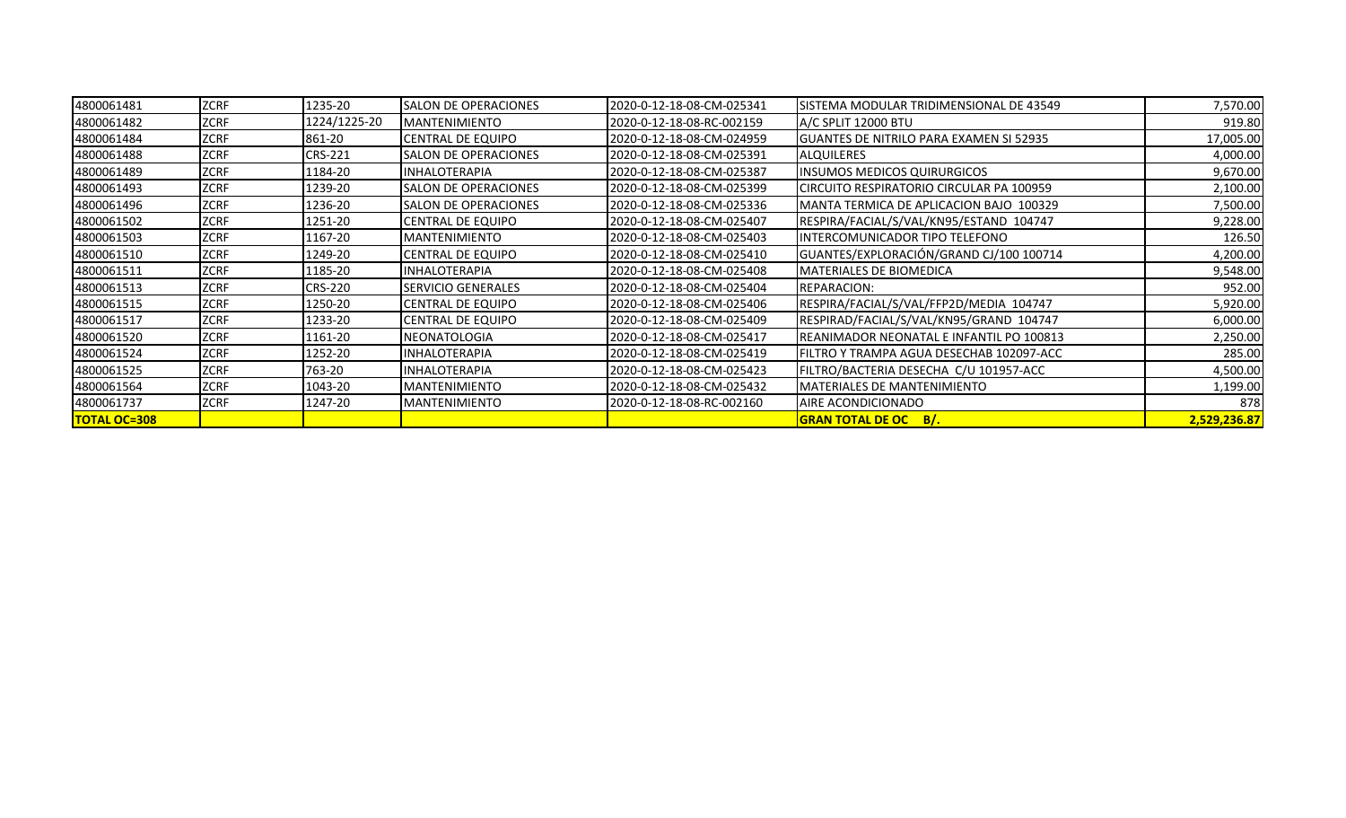| | | | | | | |
|---|---|---|---|---|---|---|
| 4800061481 | ZCRF | 1235-20 | SALON DE OPERACIONES | 2020-0-12-18-08-CM-025341 | SISTEMA MODULAR TRIDIMENSIONAL DE 43549 | 7,570.00 |
| 4800061482 | ZCRF | 1224/1225-20 | MANTENIMIENTO | 2020-0-12-18-08-RC-002159 | A/C SPLIT 12000 BTU | 919.80 |
| 4800061484 | ZCRF | 861-20 | CENTRAL DE EQUIPO | 2020-0-12-18-08-CM-024959 | GUANTES DE NITRILO PARA EXAMEN SI 52935 | 17,005.00 |
| 4800061488 | ZCRF | CRS-221 | SALON DE OPERACIONES | 2020-0-12-18-08-CM-025391 | ALQUILERES | 4,000.00 |
| 4800061489 | ZCRF | 1184-20 | INHALOTERAPIA | 2020-0-12-18-08-CM-025387 | INSUMOS MEDICOS QUIRURGICOS | 9,670.00 |
| 4800061493 | ZCRF | 1239-20 | SALON DE OPERACIONES | 2020-0-12-18-08-CM-025399 | CIRCUITO RESPIRATORIO CIRCULAR PA 100959 | 2,100.00 |
| 4800061496 | ZCRF | 1236-20 | SALON DE OPERACIONES | 2020-0-12-18-08-CM-025336 | MANTA TERMICA DE APLICACION BAJO 100329 | 7,500.00 |
| 4800061502 | ZCRF | 1251-20 | CENTRAL DE EQUIPO | 2020-0-12-18-08-CM-025407 | RESPIRA/FACIAL/S/VAL/KN95/ESTAND 104747 | 9,228.00 |
| 4800061503 | ZCRF | 1167-20 | MANTENIMIENTO | 2020-0-12-18-08-CM-025403 | INTERCOMUNICADOR TIPO TELEFONO | 126.50 |
| 4800061510 | ZCRF | 1249-20 | CENTRAL DE EQUIPO | 2020-0-12-18-08-CM-025410 | GUANTES/EXPLORACIÓN/GRAND CJ/100 100714 | 4,200.00 |
| 4800061511 | ZCRF | 1185-20 | INHALOTERAPIA | 2020-0-12-18-08-CM-025408 | MATERIALES DE BIOMEDICA | 9,548.00 |
| 4800061513 | ZCRF | CRS-220 | SERVICIO GENERALES | 2020-0-12-18-08-CM-025404 | REPARACION: | 952.00 |
| 4800061515 | ZCRF | 1250-20 | CENTRAL DE EQUIPO | 2020-0-12-18-08-CM-025406 | RESPIRA/FACIAL/S/VAL/FFP2D/MEDIA 104747 | 5,920.00 |
| 4800061517 | ZCRF | 1233-20 | CENTRAL DE EQUIPO | 2020-0-12-18-08-CM-025409 | RESPIRAD/FACIAL/S/VAL/KN95/GRAND 104747 | 6,000.00 |
| 4800061520 | ZCRF | 1161-20 | NEONATOLOGIA | 2020-0-12-18-08-CM-025417 | REANIMADOR NEONATAL E INFANTIL PO 100813 | 2,250.00 |
| 4800061524 | ZCRF | 1252-20 | INHALOTERAPIA | 2020-0-12-18-08-CM-025419 | FILTRO Y TRAMPA AGUA DESECHAB 102097-ACC | 285.00 |
| 4800061525 | ZCRF | 763-20 | INHALOTERAPIA | 2020-0-12-18-08-CM-025423 | FILTRO/BACTERIA DESECHA C/U 101957-ACC | 4,500.00 |
| 4800061564 | ZCRF | 1043-20 | MANTENIMIENTO | 2020-0-12-18-08-CM-025432 | MATERIALES DE MANTENIMIENTO | 1,199.00 |
| 4800061737 | ZCRF | 1247-20 | MANTENIMIENTO | 2020-0-12-18-08-RC-002160 | AIRE ACONDICIONADO | 878 |
| **TOTAL OC=308** | | | | | **GRAN TOTAL DE OC B/.** | **2,529,236.87** |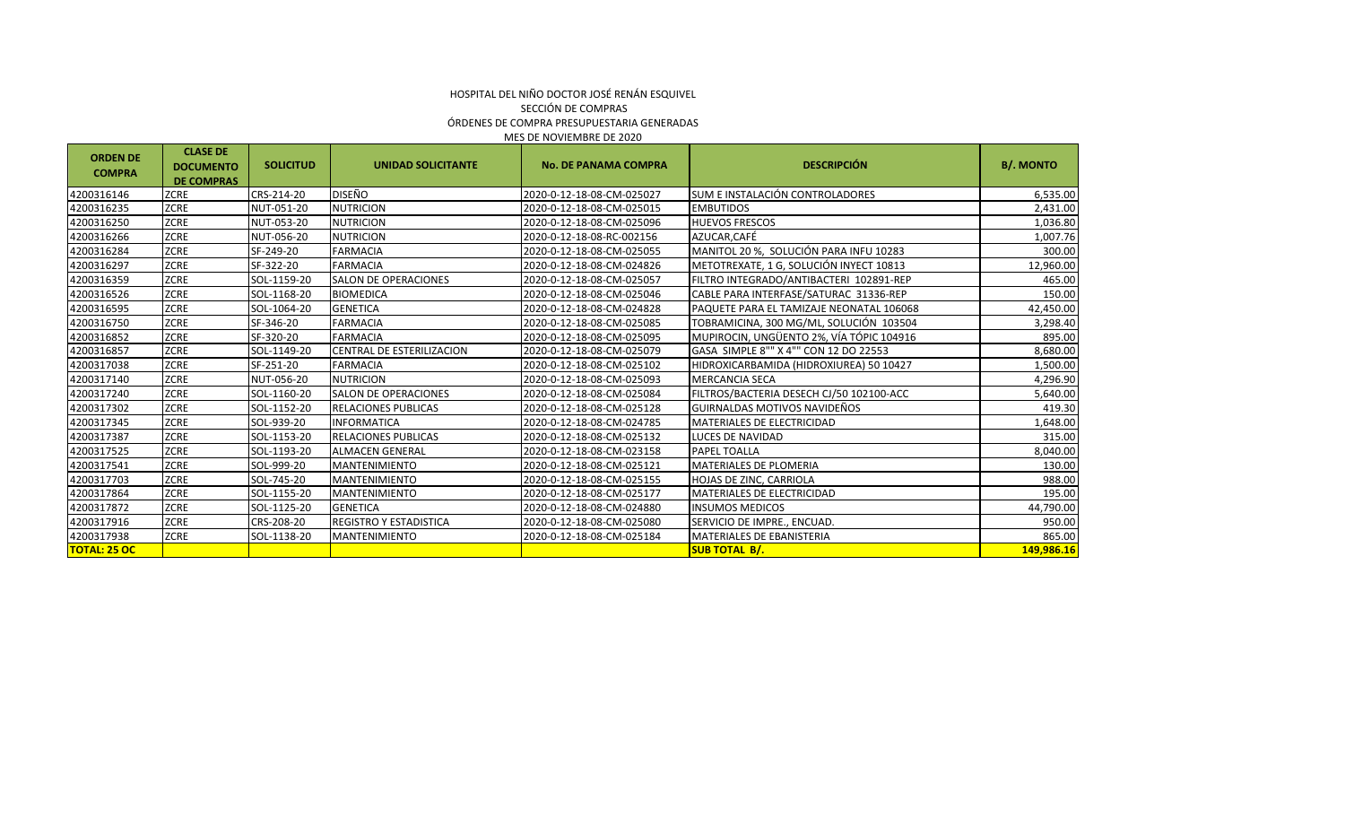HOSPITAL DEL NIÑO DOCTOR JOSÉ RENÁN ESQUIVEL
SECCIÓN DE COMPRAS
ÓRDENES DE COMPRA PRESUPUESTARIA GENERADAS
MES DE NOVIEMBRE DE 2020

| ORDEN DE COMPRA | CLASE DE DOCUMENTO DE COMPRAS | SOLICITUD | UNIDAD SOLICITANTE | No. DE PANAMA COMPRA | DESCRIPCIÓN | B/. MONTO |
|---|---|---|---|---|---|---|
| 4200316146 | ZCRE | CRS-214-20 | DISEÑO | 2020-0-12-18-08-CM-025027 | SUM E INSTALACIÓN CONTROLADORES | 6,535.00 |
| 4200316235 | ZCRE | NUT-051-20 | NUTRICION | 2020-0-12-18-08-CM-025015 | EMBUTIDOS | 2,431.00 |
| 4200316250 | ZCRE | NUT-053-20 | NUTRICION | 2020-0-12-18-08-CM-025096 | HUEVOS FRESCOS | 1,036.80 |
| 4200316266 | ZCRE | NUT-056-20 | NUTRICION | 2020-0-12-18-08-RC-002156 | AZUCAR,CAFÉ | 1,007.76 |
| 4200316284 | ZCRE | SF-249-20 | FARMACIA | 2020-0-12-18-08-CM-025055 | MANITOL 20 %, SOLUCIÓN PARA INFU 10283 | 300.00 |
| 4200316297 | ZCRE | SF-322-20 | FARMACIA | 2020-0-12-18-08-CM-024826 | METOTREXATE, 1 G, SOLUCIÓN INYECT 10813 | 12,960.00 |
| 4200316359 | ZCRE | SOL-1159-20 | SALON DE OPERACIONES | 2020-0-12-18-08-CM-025057 | FILTRO INTEGRADO/ANTIBACTERI 102891-REP | 465.00 |
| 4200316526 | ZCRE | SOL-1168-20 | BIOMEDICA | 2020-0-12-18-08-CM-025046 | CABLE PARA INTERFASE/SATURAC 31336-REP | 150.00 |
| 4200316595 | ZCRE | SOL-1064-20 | GENETICA | 2020-0-12-18-08-CM-024828 | PAQUETE PARA EL TAMIZAJE NEONATAL 106068 | 42,450.00 |
| 4200316750 | ZCRE | SF-346-20 | FARMACIA | 2020-0-12-18-08-CM-025085 | TOBRAMICINA, 300 MG/ML, SOLUCIÓN 103504 | 3,298.40 |
| 4200316852 | ZCRE | SF-320-20 | FARMACIA | 2020-0-12-18-08-CM-025095 | MUPIROCIN, UNGÜENTO 2%, VÍA TÓPIC 104916 | 895.00 |
| 4200316857 | ZCRE | SOL-1149-20 | CENTRAL DE ESTERILIZACION | 2020-0-12-18-08-CM-025079 | GASA SIMPLE 8"" X 4"" CON 12 DO 22553 | 8,680.00 |
| 4200317038 | ZCRE | SF-251-20 | FARMACIA | 2020-0-12-18-08-CM-025102 | HIDROXICARBAMIDA (HIDROXIUREA) 50 10427 | 1,500.00 |
| 4200317140 | ZCRE | NUT-056-20 | NUTRICION | 2020-0-12-18-08-CM-025093 | MERCANCIA SECA | 4,296.90 |
| 4200317240 | ZCRE | SOL-1160-20 | SALON DE OPERACIONES | 2020-0-12-18-08-CM-025084 | FILTROS/BACTERIA DESECH CJ/50 102100-ACC | 5,640.00 |
| 4200317302 | ZCRE | SOL-1152-20 | RELACIONES PUBLICAS | 2020-0-12-18-08-CM-025128 | GUIRNALDAS MOTIVOS NAVIDEÑOS | 419.30 |
| 4200317345 | ZCRE | SOL-939-20 | INFORMATICA | 2020-0-12-18-08-CM-024785 | MATERIALES DE ELECTRICIDAD | 1,648.00 |
| 4200317387 | ZCRE | SOL-1153-20 | RELACIONES PUBLICAS | 2020-0-12-18-08-CM-025132 | LUCES DE NAVIDAD | 315.00 |
| 4200317525 | ZCRE | SOL-1193-20 | ALMACEN GENERAL | 2020-0-12-18-08-CM-023158 | PAPEL TOALLA | 8,040.00 |
| 4200317541 | ZCRE | SOL-999-20 | MANTENIMIENTO | 2020-0-12-18-08-CM-025121 | MATERIALES DE PLOMERIA | 130.00 |
| 4200317703 | ZCRE | SOL-745-20 | MANTENIMIENTO | 2020-0-12-18-08-CM-025155 | HOJAS DE ZINC, CARRIOLA | 988.00 |
| 4200317864 | ZCRE | SOL-1155-20 | MANTENIMIENTO | 2020-0-12-18-08-CM-025177 | MATERIALES DE ELECTRICIDAD | 195.00 |
| 4200317872 | ZCRE | SOL-1125-20 | GENETICA | 2020-0-12-18-08-CM-024880 | INSUMOS MEDICOS | 44,790.00 |
| 4200317916 | ZCRE | CRS-208-20 | REGISTRO Y ESTADISTICA | 2020-0-12-18-08-CM-025080 | SERVICIO DE IMPRE., ENCUAD. | 950.00 |
| 4200317938 | ZCRE | SOL-1138-20 | MANTENIMIENTO | 2020-0-12-18-08-CM-025184 | MATERIALES DE EBANISTERIA | 865.00 |
| **TOTAL: 25 OC** | | | | | **SUB TOTAL B/.** | **149,986.16** |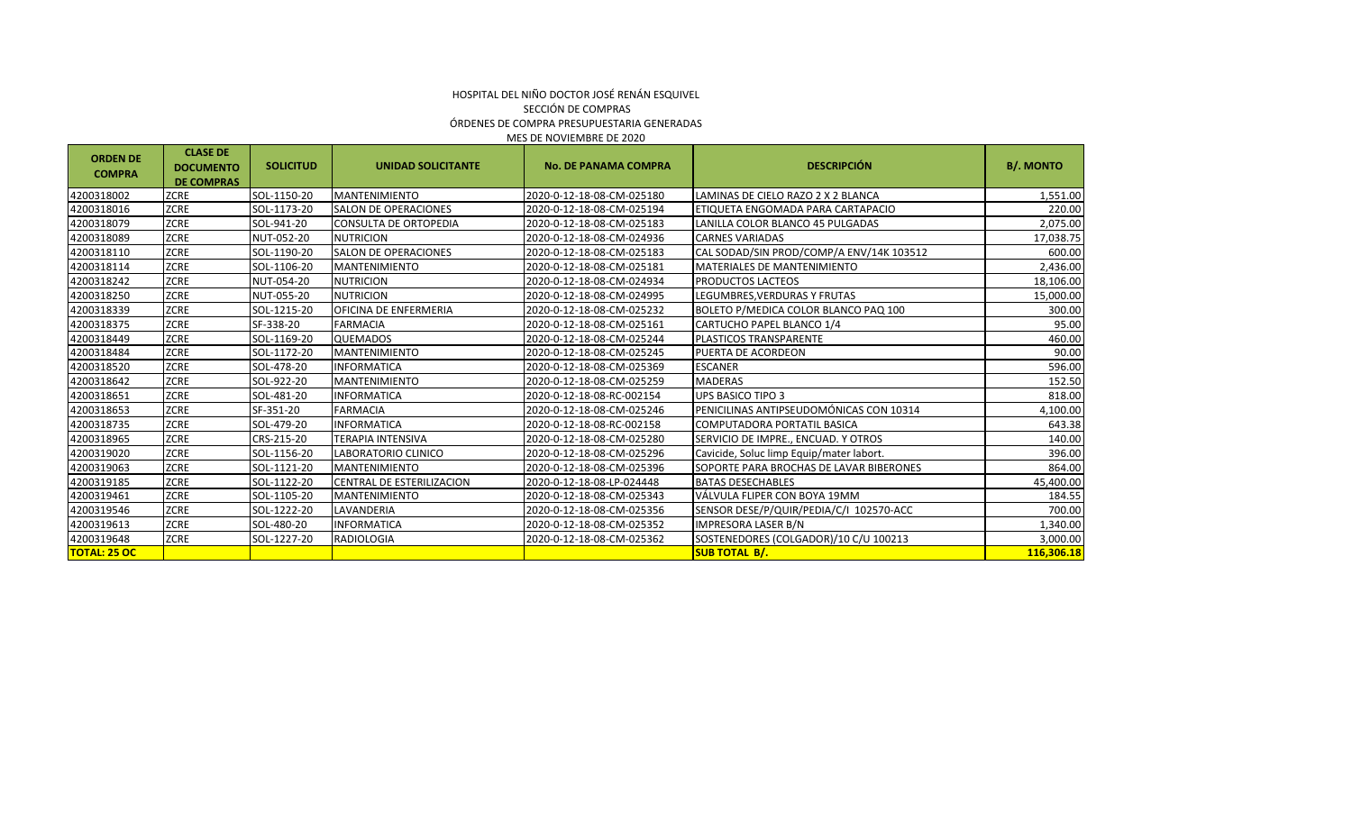HOSPITAL DEL NIÑO DOCTOR JOSÉ RENÁN ESQUIVEL

SECCIÓN DE COMPRAS

ÓRDENES DE COMPRA PRESUPUESTARIA GENERADAS

MES DE NOVIEMBRE DE 2020

| ORDEN DE COMPRA | CLASE DE DOCUMENTO DE COMPRAS | SOLICITUD | UNIDAD SOLICITANTE | No. DE PANAMA COMPRA | DESCRIPCIÓN | B/. MONTO |
|---|---|---|---|---|---|---|
| 4200318002 | ZCRE | SOL-1150-20 | MANTENIMIENTO | 2020-0-12-18-08-CM-025180 | LAMINAS DE CIELO RAZO 2 X 2 BLANCA | 1,551.00 |
| 4200318016 | ZCRE | SOL-1173-20 | SALON DE OPERACIONES | 2020-0-12-18-08-CM-025194 | ETIQUETA ENGOMADA PARA CARTAPACIO | 220.00 |
| 4200318079 | ZCRE | SOL-941-20 | CONSULTA DE ORTOPEDIA | 2020-0-12-18-08-CM-025183 | LANILLA COLOR BLANCO 45 PULGADAS | 2,075.00 |
| 4200318089 | ZCRE | NUT-052-20 | NUTRICION | 2020-0-12-18-08-CM-024936 | CARNES VARIADAS | 17,038.75 |
| 4200318110 | ZCRE | SOL-1190-20 | SALON DE OPERACIONES | 2020-0-12-18-08-CM-025183 | CAL SODAD/SIN PROD/COMP/A ENV/14K 103512 | 600.00 |
| 4200318114 | ZCRE | SOL-1106-20 | MANTENIMIENTO | 2020-0-12-18-08-CM-025181 | MATERIALES DE MANTENIMIENTO | 2,436.00 |
| 4200318242 | ZCRE | NUT-054-20 | NUTRICION | 2020-0-12-18-08-CM-024934 | PRODUCTOS LACTEOS | 18,106.00 |
| 4200318250 | ZCRE | NUT-055-20 | NUTRICION | 2020-0-12-18-08-CM-024995 | LEGUMBRES,VERDURAS Y FRUTAS | 15,000.00 |
| 4200318339 | ZCRE | SOL-1215-20 | OFICINA DE ENFERMERIA | 2020-0-12-18-08-CM-025232 | BOLETO P/MEDICA COLOR BLANCO PAQ 100 | 300.00 |
| 4200318375 | ZCRE | SF-338-20 | FARMACIA | 2020-0-12-18-08-CM-025161 | CARTUCHO PAPEL BLANCO 1/4 | 95.00 |
| 4200318449 | ZCRE | SOL-1169-20 | QUEMADOS | 2020-0-12-18-08-CM-025244 | PLASTICOS TRANSPARENTE | 460.00 |
| 4200318484 | ZCRE | SOL-1172-20 | MANTENIMIENTO | 2020-0-12-18-08-CM-025245 | PUERTA DE ACORDEON | 90.00 |
| 4200318520 | ZCRE | SOL-478-20 | INFORMATICA | 2020-0-12-18-08-CM-025369 | ESCANER | 596.00 |
| 4200318642 | ZCRE | SOL-922-20 | MANTENIMIENTO | 2020-0-12-18-08-CM-025259 | MADERAS | 152.50 |
| 4200318651 | ZCRE | SOL-481-20 | INFORMATICA | 2020-0-12-18-08-RC-002154 | UPS BASICO TIPO 3 | 818.00 |
| 4200318653 | ZCRE | SF-351-20 | FARMACIA | 2020-0-12-18-08-CM-025246 | PENICILINAS ANTIPSEUDOMÓNICAS CON 10314 | 4,100.00 |
| 4200318735 | ZCRE | SOL-479-20 | INFORMATICA | 2020-0-12-18-08-RC-002158 | COMPUTADORA PORTATIL BASICA | 643.38 |
| 4200318965 | ZCRE | CRS-215-20 | TERAPIA INTENSIVA | 2020-0-12-18-08-CM-025280 | SERVICIO DE IMPRE., ENCUAD. Y OTROS | 140.00 |
| 4200319020 | ZCRE | SOL-1156-20 | LABORATORIO CLINICO | 2020-0-12-18-08-CM-025296 | Cavicide, Soluc limp Equip/mater labort. | 396.00 |
| 4200319063 | ZCRE | SOL-1121-20 | MANTENIMIENTO | 2020-0-12-18-08-CM-025396 | SOPORTE PARA BROCHAS DE LAVAR BIBERONES | 864.00 |
| 4200319185 | ZCRE | SOL-1122-20 | CENTRAL DE ESTERILIZACION | 2020-0-12-18-08-LP-024448 | BATAS DESECHABLES | 45,400.00 |
| 4200319461 | ZCRE | SOL-1105-20 | MANTENIMIENTO | 2020-0-12-18-08-CM-025343 | VÁLVULA FLIPER CON BOYA 19MM | 184.55 |
| 4200319546 | ZCRE | SOL-1222-20 | LAVANDERIA | 2020-0-12-18-08-CM-025356 | SENSOR DESE/P/QUIR/PEDIA/C/I 102570-ACC | 700.00 |
| 4200319613 | ZCRE | SOL-480-20 | INFORMATICA | 2020-0-12-18-08-CM-025352 | IMPRESORA LASER B/N | 1,340.00 |
| 4200319648 | ZCRE | SOL-1227-20 | RADIOLOGIA | 2020-0-12-18-08-CM-025362 | SOSTENEDORES (COLGADOR)/10 C/U 100213 | 3,000.00 |
| **TOTAL: 25 OC** | | | | | **SUB TOTAL B/.** | **116,306.18** |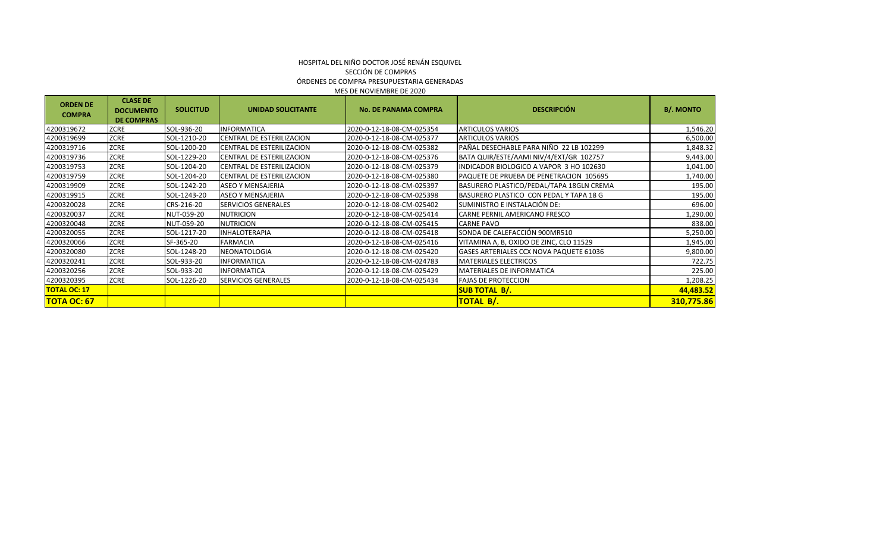HOSPITAL DEL NIÑO DOCTOR JOSÉ RENÁN ESQUIVEL
SECCIÓN DE COMPRAS
ÓRDENES DE COMPRA PRESUPUESTARIA GENERADAS
MES DE NOVIEMBRE DE 2020

| ORDEN DE COMPRA | CLASE DE DOCUMENTO DE COMPRAS | SOLICITUD | UNIDAD SOLICITANTE | No. DE PANAMA COMPRA | DESCRIPCIÓN | B/. MONTO |
|---|---|---|---|---|---|---|
| 4200319672 | ZCRE | SOL-936-20 | INFORMATICA | 2020-0-12-18-08-CM-025354 | ARTICULOS VARIOS | 1,546.20 |
| 4200319699 | ZCRE | SOL-1210-20 | CENTRAL DE ESTERILIZACION | 2020-0-12-18-08-CM-025377 | ARTICULOS VARIOS | 6,500.00 |
| 4200319716 | ZCRE | SOL-1200-20 | CENTRAL DE ESTERILIZACION | 2020-0-12-18-08-CM-025382 | PAÑAL DESECHABLE PARA NIÑO 22 LB 102299 | 1,848.32 |
| 4200319736 | ZCRE | SOL-1229-20 | CENTRAL DE ESTERILIZACION | 2020-0-12-18-08-CM-025376 | BATA QUIR/ESTE/AAMI NIV/4/EXT/GR 102757 | 9,443.00 |
| 4200319753 | ZCRE | SOL-1204-20 | CENTRAL DE ESTERILIZACION | 2020-0-12-18-08-CM-025379 | INDICADOR BIOLOGICO A VAPOR 3 HO 102630 | 1,041.00 |
| 4200319759 | ZCRE | SOL-1204-20 | CENTRAL DE ESTERILIZACION | 2020-0-12-18-08-CM-025380 | PAQUETE DE PRUEBA DE PENETRACION 105695 | 1,740.00 |
| 4200319909 | ZCRE | SOL-1242-20 | ASEO Y MENSAJERIA | 2020-0-12-18-08-CM-025397 | BASURERO PLASTICO/PEDAL/TAPA 18GLN CREMA | 195.00 |
| 4200319915 | ZCRE | SOL-1243-20 | ASEO Y MENSAJERIA | 2020-0-12-18-08-CM-025398 | BASURERO PLASTICO CON PEDAL Y TAPA 18 G | 195.00 |
| 4200320028 | ZCRE | CRS-216-20 | SERVICIOS GENERALES | 2020-0-12-18-08-CM-025402 | SUMINISTRO E INSTALACIÓN DE: | 696.00 |
| 4200320037 | ZCRE | NUT-059-20 | NUTRICION | 2020-0-12-18-08-CM-025414 | CARNE PERNIL AMERICANO FRESCO | 1,290.00 |
| 4200320048 | ZCRE | NUT-059-20 | NUTRICION | 2020-0-12-18-08-CM-025415 | CARNE PAVO | 838.00 |
| 4200320055 | ZCRE | SOL-1217-20 | INHALOTERAPIA | 2020-0-12-18-08-CM-025418 | SONDA DE CALEFACCIÓN 900MR510 | 5,250.00 |
| 4200320066 | ZCRE | SF-365-20 | FARMACIA | 2020-0-12-18-08-CM-025416 | VITAMINA A, B, OXIDO DE ZINC, CLO 11529 | 1,945.00 |
| 4200320080 | ZCRE | SOL-1248-20 | NEONATOLOGIA | 2020-0-12-18-08-CM-025420 | GASES ARTERIALES CCX NOVA PAQUETE 61036 | 9,800.00 |
| 4200320241 | ZCRE | SOL-933-20 | INFORMATICA | 2020-0-12-18-08-CM-024783 | MATERIALES ELECTRICOS | 722.75 |
| 4200320256 | ZCRE | SOL-933-20 | INFORMATICA | 2020-0-12-18-08-CM-025429 | MATERIALES DE INFORMATICA | 225.00 |
| 4200320395 | ZCRE | SOL-1226-20 | SERVICIOS GENERALES | 2020-0-12-18-08-CM-025434 | FAJAS DE PROTECCION | 1,208.25 |
| **TOTAL OC: 17** | | | | | **SUB TOTAL B/.** | **44,483.52** |
| **TOTA OC: 67** | | | | | **TOTAL B/.** | **310,775.86** |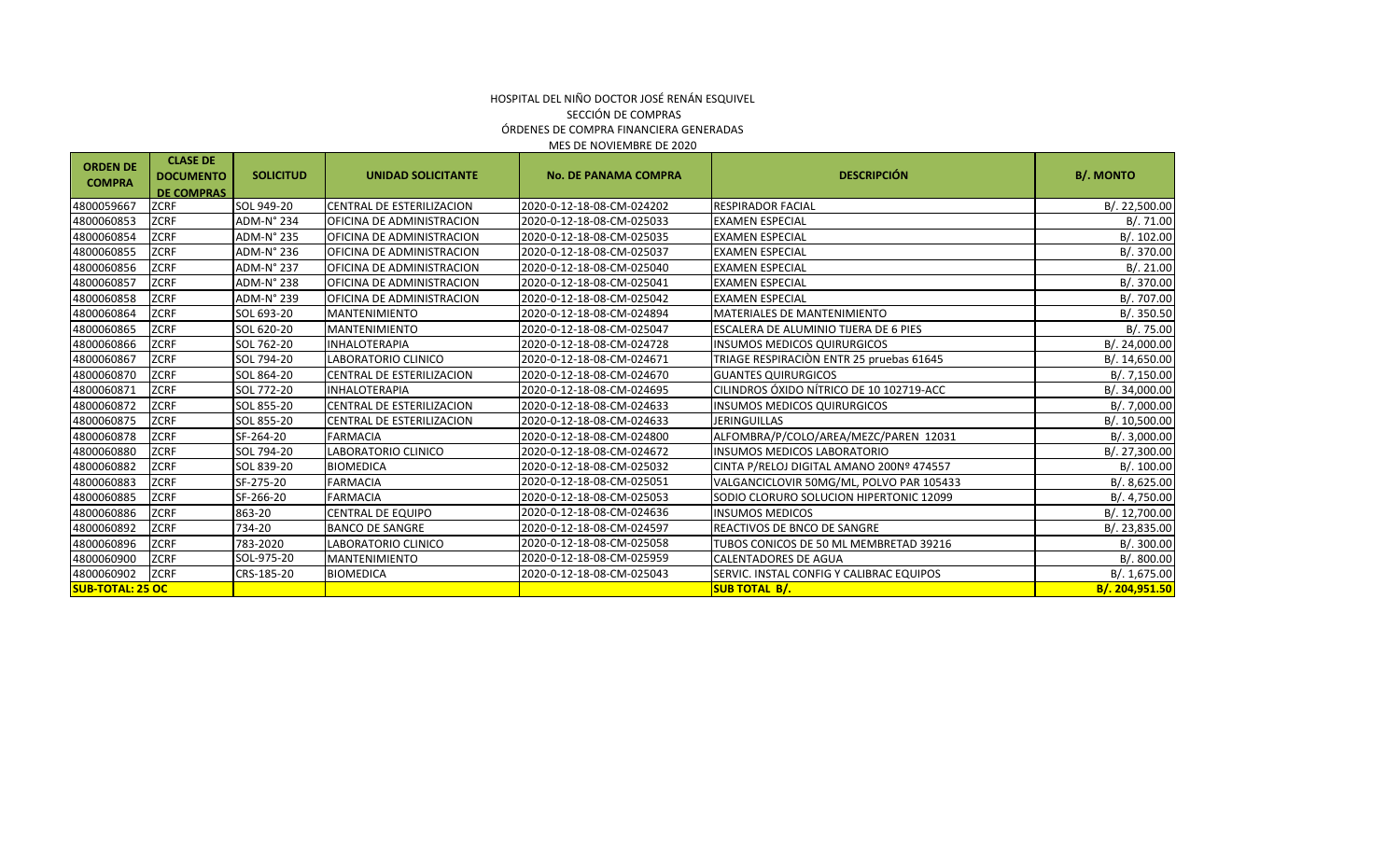HOSPITAL DEL NIÑO DOCTOR JOSÉ RENÁN ESQUIVEL

SECCIÓN DE COMPRAS

ÓRDENES DE COMPRA FINANCIERA GENERADAS

MES DE NOVIEMBRE DE 2020

| ORDEN DE COMPRA | CLASE DE DOCUMENTO DE COMPRAS | SOLICITUD | UNIDAD SOLICITANTE | No. DE PANAMA COMPRA | DESCRIPCIÓN | B/. MONTO |
|---|---|---|---|---|---|---|
| 4800059667 | ZCRF | SOL 949-20 | CENTRAL DE ESTERILIZACION | 2020-0-12-18-08-CM-024202 | RESPIRADOR FACIAL | B/. 22,500.00 |
| 4800060853 | ZCRF | ADM-N° 234 | OFICINA DE ADMINISTRACION | 2020-0-12-18-08-CM-025033 | EXAMEN ESPECIAL | B/. 71.00 |
| 4800060854 | ZCRF | ADM-N° 235 | OFICINA DE ADMINISTRACION | 2020-0-12-18-08-CM-025035 | EXAMEN ESPECIAL | B/. 102.00 |
| 4800060855 | ZCRF | ADM-N° 236 | OFICINA DE ADMINISTRACION | 2020-0-12-18-08-CM-025037 | EXAMEN ESPECIAL | B/. 370.00 |
| 4800060856 | ZCRF | ADM-N° 237 | OFICINA DE ADMINISTRACION | 2020-0-12-18-08-CM-025040 | EXAMEN ESPECIAL | B/. 21.00 |
| 4800060857 | ZCRF | ADM-N° 238 | OFICINA DE ADMINISTRACION | 2020-0-12-18-08-CM-025041 | EXAMEN ESPECIAL | B/. 370.00 |
| 4800060858 | ZCRF | ADM-N° 239 | OFICINA DE ADMINISTRACION | 2020-0-12-18-08-CM-025042 | EXAMEN ESPECIAL | B/. 707.00 |
| 4800060864 | ZCRF | SOL 693-20 | MANTENIMIENTO | 2020-0-12-18-08-CM-024894 | MATERIALES DE MANTENIMIENTO | B/. 350.50 |
| 4800060865 | ZCRF | SOL 620-20 | MANTENIMIENTO | 2020-0-12-18-08-CM-025047 | ESCALERA DE ALUMINIO TIJERA DE 6 PIES | B/. 75.00 |
| 4800060866 | ZCRF | SOL 762-20 | INHALOTERAPIA | 2020-0-12-18-08-CM-024728 | INSUMOS MEDICOS QUIRURGICOS | B/. 24,000.00 |
| 4800060867 | ZCRF | SOL 794-20 | LABORATORIO CLINICO | 2020-0-12-18-08-CM-024671 | TRIAGE RESPIRACIÒN ENTR 25 pruebas 61645 | B/. 14,650.00 |
| 4800060870 | ZCRF | SOL 864-20 | CENTRAL DE ESTERILIZACION | 2020-0-12-18-08-CM-024670 | GUANTES QUIRURGICOS | B/. 7,150.00 |
| 4800060871 | ZCRF | SOL 772-20 | INHALOTERAPIA | 2020-0-12-18-08-CM-024695 | CILINDROS ÓXIDO NÍTRICO DE 10 102719-ACC | B/. 34,000.00 |
| 4800060872 | ZCRF | SOL 855-20 | CENTRAL DE ESTERILIZACION | 2020-0-12-18-08-CM-024633 | INSUMOS MEDICOS QUIRURGICOS | B/. 7,000.00 |
| 4800060875 | ZCRF | SOL 855-20 | CENTRAL DE ESTERILIZACION | 2020-0-12-18-08-CM-024633 | JERINGUILLAS | B/. 10,500.00 |
| 4800060878 | ZCRF | SF-264-20 | FARMACIA | 2020-0-12-18-08-CM-024800 | ALFOMBRA/P/COLO/AREA/MEZC/PAREN 12031 | B/. 3,000.00 |
| 4800060880 | ZCRF | SOL 794-20 | LABORATORIO CLINICO | 2020-0-12-18-08-CM-024672 | INSUMOS MEDICOS LABORATORIO | B/. 27,300.00 |
| 4800060882 | ZCRF | SOL 839-20 | BIOMEDICA | 2020-0-12-18-08-CM-025032 | CINTA P/RELOJ DIGITAL AMANO 200Nº 474557 | B/. 100.00 |
| 4800060883 | ZCRF | SF-275-20 | FARMACIA | 2020-0-12-18-08-CM-025051 | VALGANCICLOVIR 50MG/ML, POLVO PAR 105433 | B/. 8,625.00 |
| 4800060885 | ZCRF | SF-266-20 | FARMACIA | 2020-0-12-18-08-CM-025053 | SODIO CLORURO SOLUCION HIPERTONIC 12099 | B/. 4,750.00 |
| 4800060886 | ZCRF | 863-20 | CENTRAL DE EQUIPO | 2020-0-12-18-08-CM-024636 | INSUMOS MEDICOS | B/. 12,700.00 |
| 4800060892 | ZCRF | 734-20 | BANCO DE SANGRE | 2020-0-12-18-08-CM-024597 | REACTIVOS DE BNCO DE SANGRE | B/. 23,835.00 |
| 4800060896 | ZCRF | 783-2020 | LABORATORIO CLINICO | 2020-0-12-18-08-CM-025058 | TUBOS CONICOS DE 50 ML MEMBRETAD 39216 | B/. 300.00 |
| 4800060900 | ZCRF | SOL-975-20 | MANTENIMIENTO | 2020-0-12-18-08-CM-025959 | CALENTADORES DE AGUA | B/. 800.00 |
| 4800060902 | ZCRF | CRS-185-20 | BIOMEDICA | 2020-0-12-18-08-CM-025043 | SERVIC. INSTAL CONFIG Y CALIBRAC EQUIPOS | B/. 1,675.00 |
| **SUB-TOTAL: 25 OC** | | | | | **SUB TOTAL B/.** | **B/. 204,951.50** |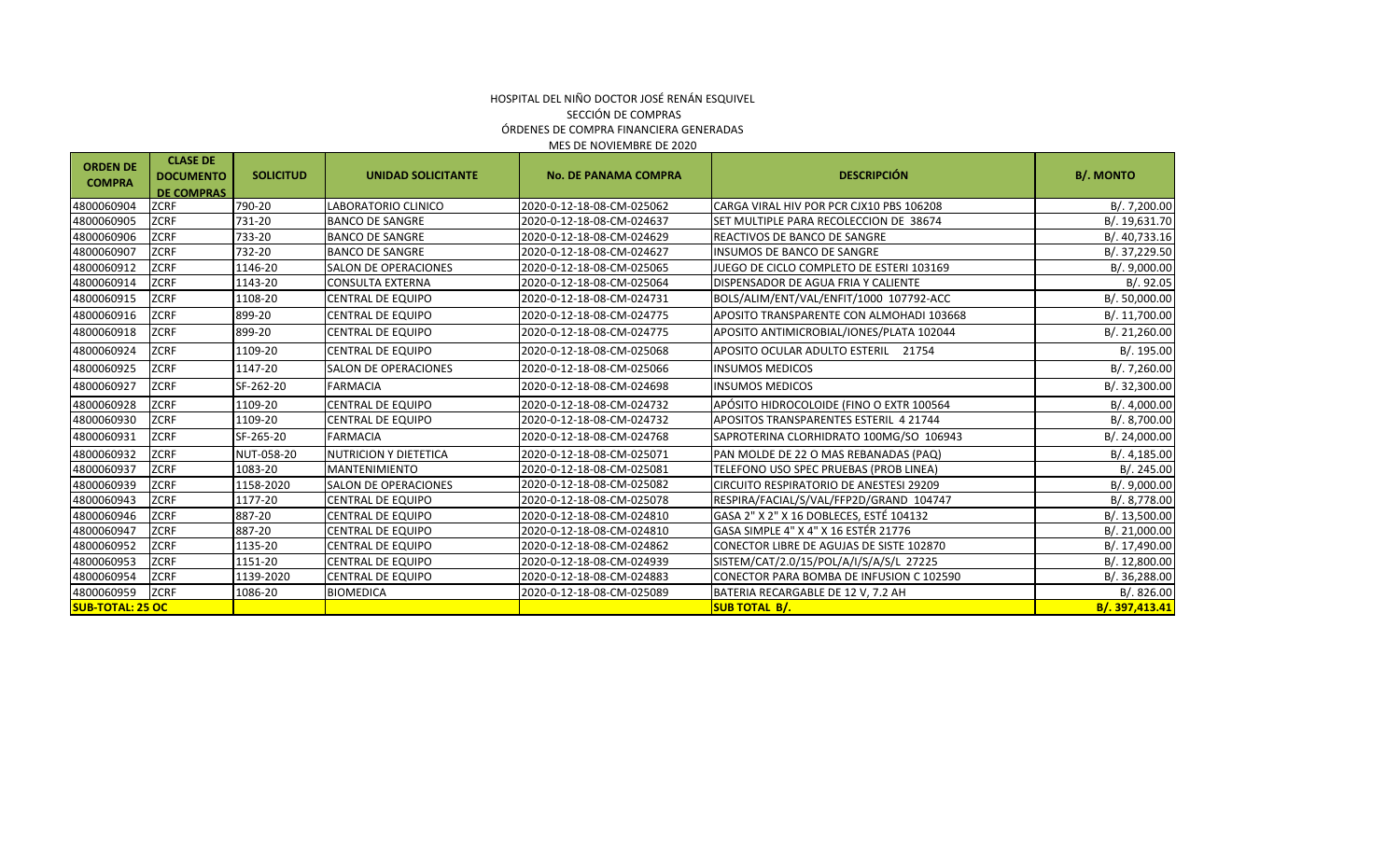HOSPITAL DEL NIÑO DOCTOR JOSÉ RENÁN ESQUIVEL
SECCIÓN DE COMPRAS
ÓRDENES DE COMPRA FINANCIERA GENERADAS
MES DE NOVIEMBRE DE 2020

| ORDEN DE COMPRA | CLASE DE DOCUMENTO DE COMPRAS | SOLICITUD | UNIDAD SOLICITANTE | No. DE PANAMA COMPRA | DESCRIPCIÓN | B/. MONTO |
|---|---|---|---|---|---|---|
| 4800060904 | ZCRF | 790-20 | LABORATORIO CLINICO | 2020-0-12-18-08-CM-025062 | CARGA VIRAL HIV POR PCR CJX10 PBS 106208 | B/. 7,200.00 |
| 4800060905 | ZCRF | 731-20 | BANCO DE SANGRE | 2020-0-12-18-08-CM-024637 | SET MULTIPLE PARA RECOLECCION DE 38674 | B/. 19,631.70 |
| 4800060906 | ZCRF | 733-20 | BANCO DE SANGRE | 2020-0-12-18-08-CM-024629 | REACTIVOS DE BANCO DE SANGRE | B/. 40,733.16 |
| 4800060907 | ZCRF | 732-20 | BANCO DE SANGRE | 2020-0-12-18-08-CM-024627 | INSUMOS DE BANCO DE SANGRE | B/. 37,229.50 |
| 4800060912 | ZCRF | 1146-20 | SALON DE OPERACIONES | 2020-0-12-18-08-CM-025065 | JUEGO DE CICLO COMPLETO DE ESTERI 103169 | B/. 9,000.00 |
| 4800060914 | ZCRF | 1143-20 | CONSULTA EXTERNA | 2020-0-12-18-08-CM-025064 | DISPENSADOR DE AGUA FRIA Y CALIENTE | B/. 92.05 |
| 4800060915 | ZCRF | 1108-20 | CENTRAL DE EQUIPO | 2020-0-12-18-08-CM-024731 | BOLS/ALIM/ENT/VAL/ENFIT/1000 107792-ACC | B/. 50,000.00 |
| 4800060916 | ZCRF | 899-20 | CENTRAL DE EQUIPO | 2020-0-12-18-08-CM-024775 | APOSITO TRANSPARENTE CON ALMOHADI 103668 | B/. 11,700.00 |
| 4800060918 | ZCRF | 899-20 | CENTRAL DE EQUIPO | 2020-0-12-18-08-CM-024775 | APOSITO ANTIMICROBIAL/IONES/PLATA 102044 | B/. 21,260.00 |
| 4800060924 | ZCRF | 1109-20 | CENTRAL DE EQUIPO | 2020-0-12-18-08-CM-025068 | APOSITO OCULAR ADULTO ESTERIL 21754 | B/. 195.00 |
| 4800060925 | ZCRF | 1147-20 | SALON DE OPERACIONES | 2020-0-12-18-08-CM-025066 | INSUMOS MEDICOS | B/. 7,260.00 |
| 4800060927 | ZCRF | SF-262-20 | FARMACIA | 2020-0-12-18-08-CM-024698 | INSUMOS MEDICOS | B/. 32,300.00 |
| 4800060928 | ZCRF | 1109-20 | CENTRAL DE EQUIPO | 2020-0-12-18-08-CM-024732 | APÓSITO HIDROCOLOIDE (FINO O EXTR 100564 | B/. 4,000.00 |
| 4800060930 | ZCRF | 1109-20 | CENTRAL DE EQUIPO | 2020-0-12-18-08-CM-024732 | APOSITOS TRANSPARENTES ESTERIL 4 21744 | B/. 8,700.00 |
| 4800060931 | ZCRF | SF-265-20 | FARMACIA | 2020-0-12-18-08-CM-024768 | SAPROTERINA CLORHIDRATO 100MG/SO 106943 | B/. 24,000.00 |
| 4800060932 | ZCRF | NUT-058-20 | NUTRICION Y DIETETICA | 2020-0-12-18-08-CM-025071 | PAN MOLDE DE 22 O MAS REBANADAS (PAQ) | B/. 4,185.00 |
| 4800060937 | ZCRF | 1083-20 | MANTENIMIENTO | 2020-0-12-18-08-CM-025081 | TELEFONO USO SPEC PRUEBAS (PROB LINEA) | B/. 245.00 |
| 4800060939 | ZCRF | 1158-2020 | SALON DE OPERACIONES | 2020-0-12-18-08-CM-025082 | CIRCUITO RESPIRATORIO DE ANESTESI 29209 | B/. 9,000.00 |
| 4800060943 | ZCRF | 1177-20 | CENTRAL DE EQUIPO | 2020-0-12-18-08-CM-025078 | RESPIRA/FACIAL/S/VAL/FFP2D/GRAND 104747 | B/. 8,778.00 |
| 4800060946 | ZCRF | 887-20 | CENTRAL DE EQUIPO | 2020-0-12-18-08-CM-024810 | GASA 2" X 2" X 16 DOBLECES, ESTÉ 104132 | B/. 13,500.00 |
| 4800060947 | ZCRF | 887-20 | CENTRAL DE EQUIPO | 2020-0-12-18-08-CM-024810 | GASA SIMPLE 4" X 4" X 16 ESTÉR 21776 | B/. 21,000.00 |
| 4800060952 | ZCRF | 1135-20 | CENTRAL DE EQUIPO | 2020-0-12-18-08-CM-024862 | CONECTOR LIBRE DE AGUJAS DE SISTE 102870 | B/. 17,490.00 |
| 4800060953 | ZCRF | 1151-20 | CENTRAL DE EQUIPO | 2020-0-12-18-08-CM-024939 | SISTEM/CAT/2.0/15/POL/A/I/S/A/S/L 27225 | B/. 12,800.00 |
| 4800060954 | ZCRF | 1139-2020 | CENTRAL DE EQUIPO | 2020-0-12-18-08-CM-024883 | CONECTOR PARA BOMBA DE INFUSION C 102590 | B/. 36,288.00 |
| 4800060959 | ZCRF | 1086-20 | BIOMEDICA | 2020-0-12-18-08-CM-025089 | BATERIA RECARGABLE DE 12 V, 7.2 AH | B/. 826.00 |
| **SUB-TOTAL: 25 OC** | | | | | **SUB TOTAL B/.** | **B/. 397,413.41** |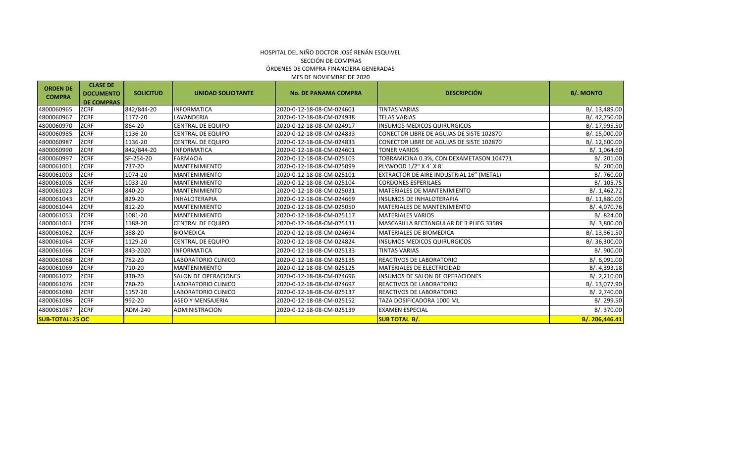HOSPITAL DEL NIÑO DOCTOR JOSÉ RENÁN ESQUIVEL
SECCIÓN DE COMPRAS
ÓRDENES DE COMPRA FINANCIERA GENERADAS
MES DE NOVIEMBRE DE 2020

| ORDEN DE COMPRA | CLASE DE DOCUMENTO DE COMPRAS | SOLICITUD | UNIDAD SOLICITANTE | No. DE PANAMA COMPRA | DESCRIPCIÓN | B/. MONTO |
|---|---|---|---|---|---|---|
| 4800060965 | ZCRF | 842/844-20 | INFORMATICA | 2020-0-12-18-08-CM-024601 | TINTAS VARIAS | B/. 13,489.00 |
| 4800060967 | ZCRF | 1177-20 | LAVANDERIA | 2020-0-12-18-08-CM-024938 | TELAS VARIAS | B/. 42,750.00 |
| 4800060970 | ZCRF | 864-20 | CENTRAL DE EQUIPO | 2020-0-12-18-08-CM-024917 | INSUMOS MEDICOS QUIRURGICOS | B/. 17,995.50 |
| 4800060985 | ZCRF | 1136-20 | CENTRAL DE EQUIPO | 2020-0-12-18-08-CM-024833 | CONECTOR LIBRE DE AGUJAS DE SISTE 102870 | B/. 15,000.00 |
| 4800060987 | ZCRF | 1136-20 | CENTRAL DE EQUIPO | 2020-0-12-18-08-CM-024833 | CONECTOR LIBRE DE AGUJAS DE SISTE 102870 | B/. 12,600.00 |
| 4800060990 | ZCRF | 842/844-20 | INFORMATICA | 2020-0-12-18-08-CM-024601 | TONER VARIOS | B/. 1,064.60 |
| 4800060997 | ZCRF | SF-254-20 | FARMACIA | 2020-0-12-18-08-CM-025103 | TOBRAMICINA 0.3%, CON DEXAMETASON 104771 | B/. 201.00 |
| 4800061001 | ZCRF | 737-20 | MANTENIMIENTO | 2020-0-12-18-08-CM-025099 | PLYWOOD 1/2" X 4´ X 8´ | B/. 200.00 |
| 4800061003 | ZCRF | 1074-20 | MANTENIMIENTO | 2020-0-12-18-08-CM-025101 | EXTRACTOR DE AIRE INDUSTRIAL 16" (METAL) | B/. 760.00 |
| 4800061005 | ZCRF | 1033-20 | MANTENIMIENTO | 2020-0-12-18-08-CM-025104 | CORDONES ESPERILAES | B/. 105.75 |
| 4800061023 | ZCRF | 840-20 | MANTENIMIENTO | 2020-0-12-18-08-CM-025031 | MATERIALES DE MANTENIMIENTO | B/. 1,462.72 |
| 4800061043 | ZCRF | 829-20 | INHALOTERAPIA | 2020-0-12-18-08-CM-024669 | INSUMOS DE INHALOTERAPIA | B/. 11,880.00 |
| 4800061044 | ZCRF | 812-20 | MANTENIMIENTO | 2020-0-12-18-08-CM-025050 | MATERIALES DE MANTENIMIENTO | B/. 4,070.76 |
| 4800061053 | ZCRF | 1081-20 | MANTENIMIENTO | 2020-0-12-18-08-CM-025117 | MATERIALES VARIOS | B/. 824.00 |
| 4800061061 | ZCRF | 1188-20 | CENTRAL DE EQUIPO | 2020-0-12-18-08-CM-025131 | MASCARILLA RECTANGULAR DE 3 PLIEG 33589 | B/. 3,800.00 |
| 4800061062 | ZCRF | 388-20 | BIOMEDICA | 2020-0-12-18-08-CM-024694 | MATERIALES DE BIOMEDICA | B/. 13,861.50 |
| 4800061064 | ZCRF | 1129-20 | CENTRAL DE EQUIPO | 2020-0-12-18-08-CM-024824 | INSUMOS MEDICOS QUIRURGICOS | B/. 36,300.00 |
| 4800061066 | ZCRF | 843-2020 | INFORMATICA | 2020-0-12-18-08-CM-025133 | TINTAS VARIAS | B/. 900.00 |
| 4800061068 | ZCRF | 782-20 | LABORATORIO CLINICO | 2020-0-12-18-08-CM-025135 | REACTIVOS DE LABORATORIO | B/. 6,091.00 |
| 4800061069 | ZCRF | 710-20 | MANTENIMIENTO | 2020-0-12-18-08-CM-025125 | MATERIALES DE ELECTRICIDAD | B/. 4,393.18 |
| 4800061072 | ZCRF | 830-20 | SALON DE OPERACIONES | 2020-0-12-18-08-CM-024696 | INSUMOS DE SALON DE OPERACIONES | B/. 2,210.00 |
| 4800061076 | ZCRF | 780-20 | LABORATORIO CLINICO | 2020-0-12-18-08-CM-024697 | REACTIVOS DE LABORATORIO | B/. 13,077.90 |
| 4800061080 | ZCRF | 1157-20 | LABORATORIO CLINICO | 2020-0-12-18-08-CM-025137 | REACTIVOS DE LABORATORIO | B/. 2,740.00 |
| 4800061086 | ZCRF | 992-20 | ASEO Y MENSAJERIA | 2020-0-12-18-08-CM-025152 | TAZA DOSIFICADORA 1000 ML | B/. 299.50 |
| 4800061087 | ZCRF | ADM-240 | ADMINISTRACION | 2020-0-12-18-08-CM-025139 | EXAMEN ESPECIAL | B/. 370.00 |
| **SUB-TOTAL: 25 OC** | | | | | **SUB TOTAL B/.** | **B/. 206,446.41** |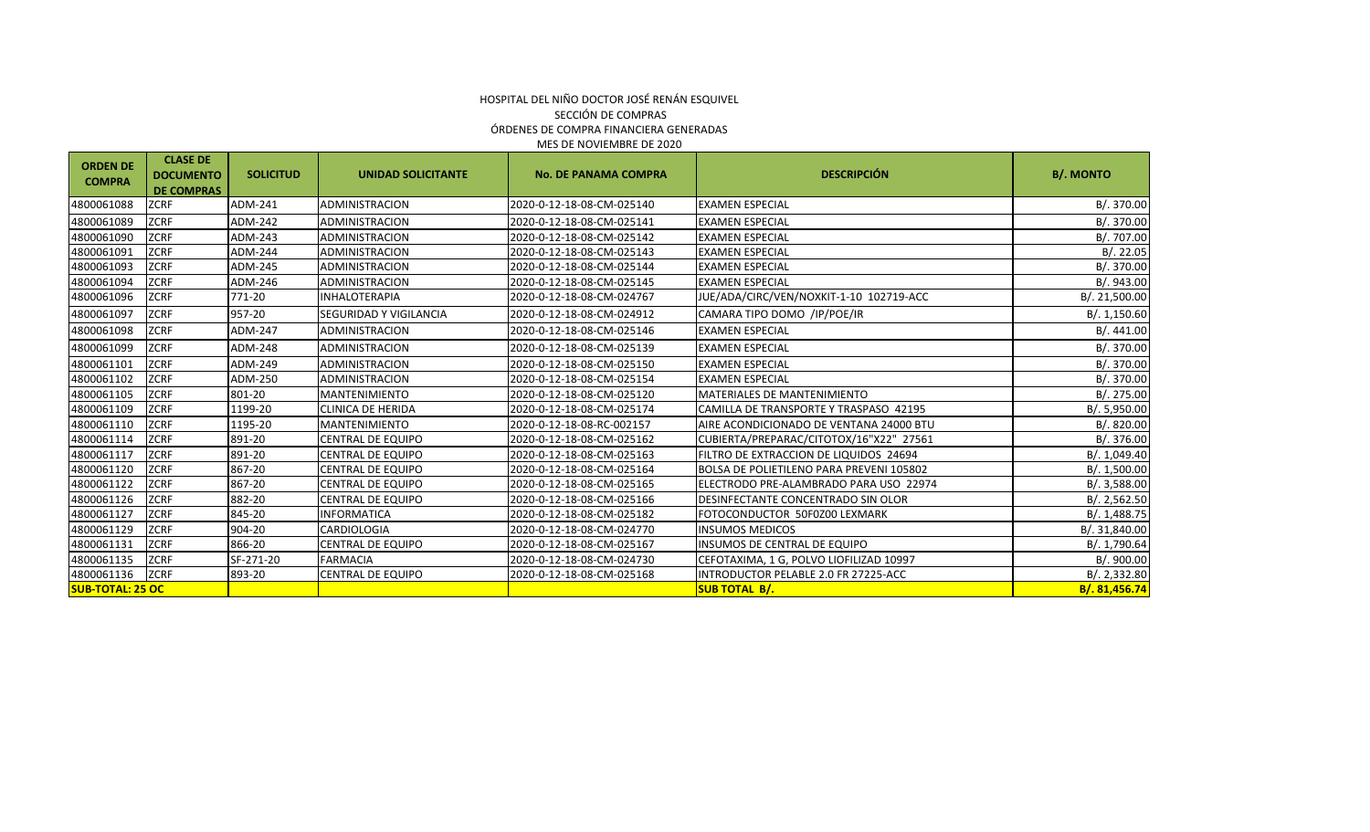HOSPITAL DEL NIÑO DOCTOR JOSÉ RENÁN ESQUIVEL

SECCIÓN DE COMPRAS

ÓRDENES DE COMPRA FINANCIERA GENERADAS

MES DE NOVIEMBRE DE 2020

| ORDEN DE COMPRA | CLASE DE DOCUMENTO DE COMPRAS | SOLICITUD | UNIDAD SOLICITANTE | No. DE PANAMA COMPRA | DESCRIPCIÓN | B/. MONTO |
|---|---|---|---|---|---|---|
| 4800061088 | ZCRF | ADM-241 | ADMINISTRACION | 2020-0-12-18-08-CM-025140 | EXAMEN ESPECIAL | B/. 370.00 |
| 4800061089 | ZCRF | ADM-242 | ADMINISTRACION | 2020-0-12-18-08-CM-025141 | EXAMEN ESPECIAL | B/. 370.00 |
| 4800061090 | ZCRF | ADM-243 | ADMINISTRACION | 2020-0-12-18-08-CM-025142 | EXAMEN ESPECIAL | B/. 707.00 |
| 4800061091 | ZCRF | ADM-244 | ADMINISTRACION | 2020-0-12-18-08-CM-025143 | EXAMEN ESPECIAL | B/. 22.05 |
| 4800061093 | ZCRF | ADM-245 | ADMINISTRACION | 2020-0-12-18-08-CM-025144 | EXAMEN ESPECIAL | B/. 370.00 |
| 4800061094 | ZCRF | ADM-246 | ADMINISTRACION | 2020-0-12-18-08-CM-025145 | EXAMEN ESPECIAL | B/. 943.00 |
| 4800061096 | ZCRF | 771-20 | INHALOTERAPIA | 2020-0-12-18-08-CM-024767 | JUE/ADA/CIRC/VEN/NOXKIT-1-10 102719-ACC | B/. 21,500.00 |
| 4800061097 | ZCRF | 957-20 | SEGURIDAD Y VIGILANCIA | 2020-0-12-18-08-CM-024912 | CAMARA TIPO DOMO /IP/POE/IR | B/. 1,150.60 |
| 4800061098 | ZCRF | ADM-247 | ADMINISTRACION | 2020-0-12-18-08-CM-025146 | EXAMEN ESPECIAL | B/. 441.00 |
| 4800061099 | ZCRF | ADM-248 | ADMINISTRACION | 2020-0-12-18-08-CM-025139 | EXAMEN ESPECIAL | B/. 370.00 |
| 4800061101 | ZCRF | ADM-249 | ADMINISTRACION | 2020-0-12-18-08-CM-025150 | EXAMEN ESPECIAL | B/. 370.00 |
| 4800061102 | ZCRF | ADM-250 | ADMINISTRACION | 2020-0-12-18-08-CM-025154 | EXAMEN ESPECIAL | B/. 370.00 |
| 4800061105 | ZCRF | 801-20 | MANTENIMIENTO | 2020-0-12-18-08-CM-025120 | MATERIALES DE MANTENIMIENTO | B/. 275.00 |
| 4800061109 | ZCRF | 1199-20 | CLINICA DE HERIDA | 2020-0-12-18-08-CM-025174 | CAMILLA DE TRANSPORTE Y TRASPASO 42195 | B/. 5,950.00 |
| 4800061110 | ZCRF | 1195-20 | MANTENIMIENTO | 2020-0-12-18-08-RC-002157 | AIRE ACONDICIONADO DE VENTANA 24000 BTU | B/. 820.00 |
| 4800061114 | ZCRF | 891-20 | CENTRAL DE EQUIPO | 2020-0-12-18-08-CM-025162 | CUBIERTA/PREPARAC/CITOTOX/16"X22" 27561 | B/. 376.00 |
| 4800061117 | ZCRF | 891-20 | CENTRAL DE EQUIPO | 2020-0-12-18-08-CM-025163 | FILTRO DE EXTRACCION DE LIQUIDOS 24694 | B/. 1,049.40 |
| 4800061120 | ZCRF | 867-20 | CENTRAL DE EQUIPO | 2020-0-12-18-08-CM-025164 | BOLSA DE POLIETILENO PARA PREVENI 105802 | B/. 1,500.00 |
| 4800061122 | ZCRF | 867-20 | CENTRAL DE EQUIPO | 2020-0-12-18-08-CM-025165 | ELECTRODO PRE-ALAMBRADO PARA USO 22974 | B/. 3,588.00 |
| 4800061126 | ZCRF | 882-20 | CENTRAL DE EQUIPO | 2020-0-12-18-08-CM-025166 | DESINFECTANTE CONCENTRADO SIN OLOR | B/. 2,562.50 |
| 4800061127 | ZCRF | 845-20 | INFORMATICA | 2020-0-12-18-08-CM-025182 | FOTOCONDUCTOR 50F0Z00 LEXMARK | B/. 1,488.75 |
| 4800061129 | ZCRF | 904-20 | CARDIOLOGIA | 2020-0-12-18-08-CM-024770 | INSUMOS MEDICOS | B/. 31,840.00 |
| 4800061131 | ZCRF | 866-20 | CENTRAL DE EQUIPO | 2020-0-12-18-08-CM-025167 | INSUMOS DE CENTRAL DE EQUIPO | B/. 1,790.64 |
| 4800061135 | ZCRF | SF-271-20 | FARMACIA | 2020-0-12-18-08-CM-024730 | CEFOTAXIMA, 1 G, POLVO LIOFILIZAD 10997 | B/. 900.00 |
| 4800061136 | ZCRF | 893-20 | CENTRAL DE EQUIPO | 2020-0-12-18-08-CM-025168 | INTRODUCTOR PELABLE 2.0 FR 27225-ACC | B/. 2,332.80 |
| **SUB-TOTAL: 25 OC** | | | | | **SUB TOTAL B/.** | **B/. 81,456.74** |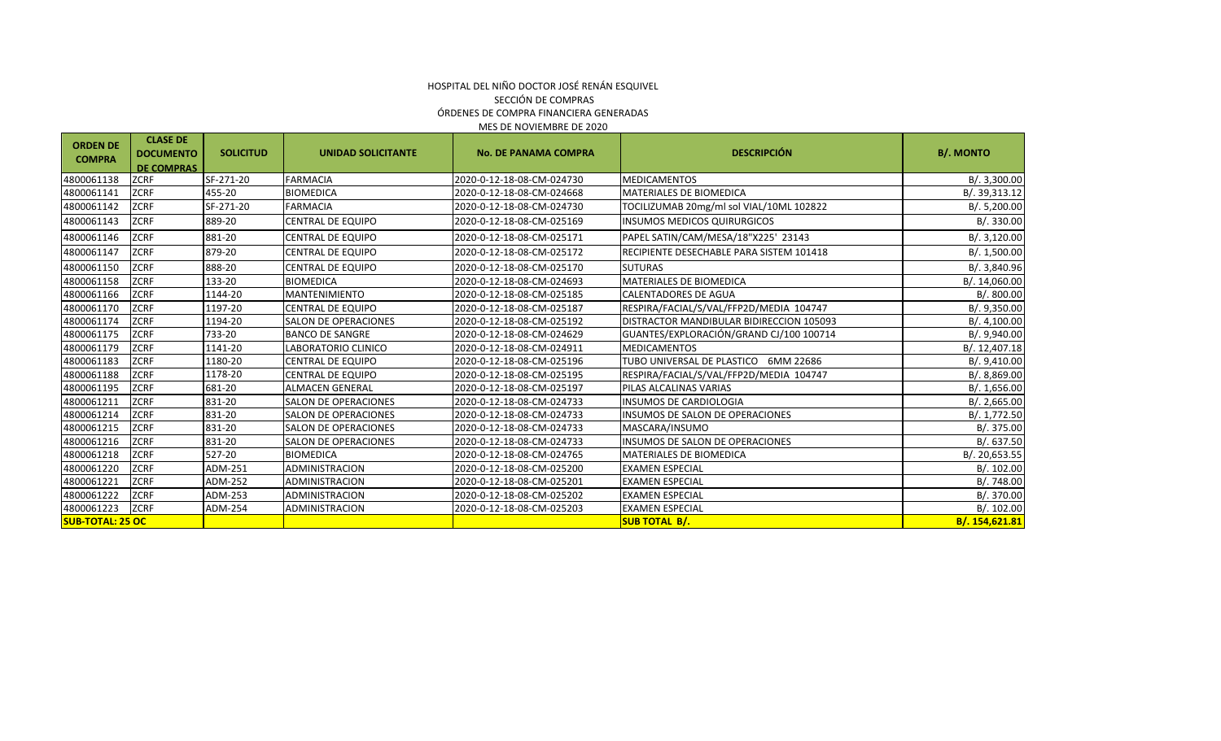HOSPITAL DEL NIÑO DOCTOR JOSÉ RENÁN ESQUIVEL
SECCIÓN DE COMPRAS
ÓRDENES DE COMPRA FINANCIERA GENERADAS
MES DE NOVIEMBRE DE 2020

| ORDEN DE COMPRA | CLASE DE DOCUMENTO DE COMPRAS | SOLICITUD | UNIDAD SOLICITANTE | No. DE PANAMA COMPRA | DESCRIPCIÓN | B/. MONTO |
|---|---|---|---|---|---|---|
| 4800061138 | ZCRF | SF-271-20 | FARMACIA | 2020-0-12-18-08-CM-024730 | MEDICAMENTOS | B/. 3,300.00 |
| 4800061141 | ZCRF | 455-20 | BIOMEDICA | 2020-0-12-18-08-CM-024668 | MATERIALES DE BIOMEDICA | B/. 39,313.12 |
| 4800061142 | ZCRF | SF-271-20 | FARMACIA | 2020-0-12-18-08-CM-024730 | TOCILIZUMAB 20mg/ml sol VIAL/10ML 102822 | B/. 5,200.00 |
| 4800061143 | ZCRF | 889-20 | CENTRAL DE EQUIPO | 2020-0-12-18-08-CM-025169 | INSUMOS MEDICOS QUIRURGICOS | B/. 330.00 |
| 4800061146 | ZCRF | 881-20 | CENTRAL DE EQUIPO | 2020-0-12-18-08-CM-025171 | PAPEL SATIN/CAM/MESA/18"X225' 23143 | B/. 3,120.00 |
| 4800061147 | ZCRF | 879-20 | CENTRAL DE EQUIPO | 2020-0-12-18-08-CM-025172 | RECIPIENTE DESECHABLE PARA SISTEM 101418 | B/. 1,500.00 |
| 4800061150 | ZCRF | 888-20 | CENTRAL DE EQUIPO | 2020-0-12-18-08-CM-025170 | SUTURAS | B/. 3,840.96 |
| 4800061158 | ZCRF | 133-20 | BIOMEDICA | 2020-0-12-18-08-CM-024693 | MATERIALES DE BIOMEDICA | B/. 14,060.00 |
| 4800061166 | ZCRF | 1144-20 | MANTENIMIENTO | 2020-0-12-18-08-CM-025185 | CALENTADORES DE AGUA | B/. 800.00 |
| 4800061170 | ZCRF | 1197-20 | CENTRAL DE EQUIPO | 2020-0-12-18-08-CM-025187 | RESPIRA/FACIAL/S/VAL/FFP2D/MEDIA 104747 | B/. 9,350.00 |
| 4800061174 | ZCRF | 1194-20 | SALON DE OPERACIONES | 2020-0-12-18-08-CM-025192 | DISTRACTOR MANDIBULAR BIDIRECCION 105093 | B/. 4,100.00 |
| 4800061175 | ZCRF | 733-20 | BANCO DE SANGRE | 2020-0-12-18-08-CM-024629 | GUANTES/EXPLORACIÓN/GRAND CJ/100 100714 | B/. 9,940.00 |
| 4800061179 | ZCRF | 1141-20 | LABORATORIO CLINICO | 2020-0-12-18-08-CM-024911 | MEDICAMENTOS | B/. 12,407.18 |
| 4800061183 | ZCRF | 1180-20 | CENTRAL DE EQUIPO | 2020-0-12-18-08-CM-025196 | TUBO UNIVERSAL DE PLASTICO 6MM 22686 | B/. 9,410.00 |
| 4800061188 | ZCRF | 1178-20 | CENTRAL DE EQUIPO | 2020-0-12-18-08-CM-025195 | RESPIRA/FACIAL/S/VAL/FFP2D/MEDIA 104747 | B/. 8,869.00 |
| 4800061195 | ZCRF | 681-20 | ALMACEN GENERAL | 2020-0-12-18-08-CM-025197 | PILAS ALCALINAS VARIAS | B/. 1,656.00 |
| 4800061211 | ZCRF | 831-20 | SALON DE OPERACIONES | 2020-0-12-18-08-CM-024733 | INSUMOS DE CARDIOLOGIA | B/. 2,665.00 |
| 4800061214 | ZCRF | 831-20 | SALON DE OPERACIONES | 2020-0-12-18-08-CM-024733 | INSUMOS DE SALON DE OPERACIONES | B/. 1,772.50 |
| 4800061215 | ZCRF | 831-20 | SALON DE OPERACIONES | 2020-0-12-18-08-CM-024733 | MASCARA/INSUMO | B/. 375.00 |
| 4800061216 | ZCRF | 831-20 | SALON DE OPERACIONES | 2020-0-12-18-08-CM-024733 | INSUMOS DE SALON DE OPERACIONES | B/. 637.50 |
| 4800061218 | ZCRF | 527-20 | BIOMEDICA | 2020-0-12-18-08-CM-024765 | MATERIALES DE BIOMEDICA | B/. 20,653.55 |
| 4800061220 | ZCRF | ADM-251 | ADMINISTRACION | 2020-0-12-18-08-CM-025200 | EXAMEN ESPECIAL | B/. 102.00 |
| 4800061221 | ZCRF | ADM-252 | ADMINISTRACION | 2020-0-12-18-08-CM-025201 | EXAMEN ESPECIAL | B/. 748.00 |
| 4800061222 | ZCRF | ADM-253 | ADMINISTRACION | 2020-0-12-18-08-CM-025202 | EXAMEN ESPECIAL | B/. 370.00 |
| 4800061223 | ZCRF | ADM-254 | ADMINISTRACION | 2020-0-12-18-08-CM-025203 | EXAMEN ESPECIAL | B/. 102.00 |
| **SUB-TOTAL: 25 OC** | | | | | **SUB TOTAL B/.** | **B/. 154,621.81** |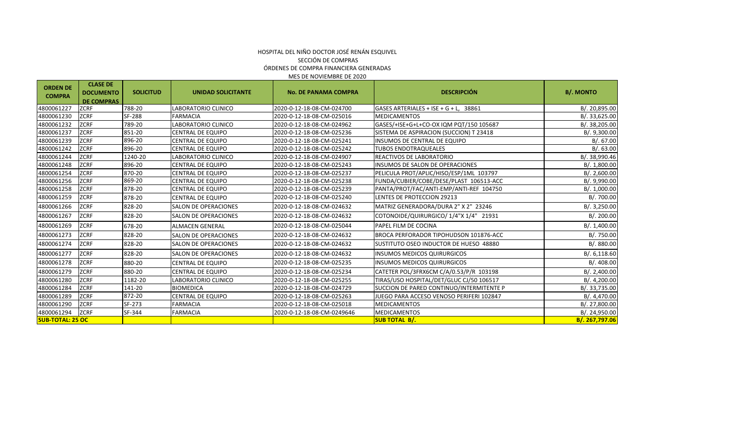HOSPITAL DEL NIÑO DOCTOR JOSÉ RENÁN ESQUIVEL

SECCIÓN DE COMPRAS

ÓRDENES DE COMPRA FINANCIERA GENERADAS

MES DE NOVIEMBRE DE 2020

| ORDEN DE COMPRA | CLASE DE DOCUMENTO DE COMPRAS | SOLICITUD | UNIDAD SOLICITANTE | No. DE PANAMA COMPRA | DESCRIPCIÓN | B/. MONTO |
|---|---|---|---|---|---|---|
| 4800061227 | ZCRF | 788-20 | LABORATORIO CLINICO | 2020-0-12-18-08-CM-024700 | GASES ARTERIALES + ISE + G + L, 38861 | B/. 20,895.00 |
| 4800061230 | ZCRF | SF-288 | FARMACIA | 2020-0-12-18-08-CM-025016 | MEDICAMENTOS | B/. 33,625.00 |
| 4800061232 | ZCRF | 789-20 | LABORATORIO CLINICO | 2020-0-12-18-08-CM-024962 | GASES/+ISE+G+L+CO-OX IQM PQT/150 105687 | B/. 38,205.00 |
| 4800061237 | ZCRF | 851-20 | CENTRAL DE EQUIPO | 2020-0-12-18-08-CM-025236 | SISTEMA DE ASPIRACION (SUCCION) T 23418 | B/. 9,300.00 |
| 4800061239 | ZCRF | 896-20 | CENTRAL DE EQUIPO | 2020-0-12-18-08-CM-025241 | INSUMOS DE CENTRAL DE EQUIPO | B/. 67.00 |
| 4800061242 | ZCRF | 896-20 | CENTRAL DE EQUIPO | 2020-0-12-18-08-CM-025242 | TUBOS ENDOTRAQUEALES | B/. 63.00 |
| 4800061244 | ZCRF | 1240-20 | LABORATORIO CLINICO | 2020-0-12-18-08-CM-024907 | REACTIVOS DE LABORATORIO | B/. 38,990.46 |
| 4800061248 | ZCRF | 896-20 | CENTRAL DE EQUIPO | 2020-0-12-18-08-CM-025243 | INSUMOS DE SALON DE OPERACIONES | B/. 1,800.00 |
| 4800061254 | ZCRF | 870-20 | CENTRAL DE EQUIPO | 2020-0-12-18-08-CM-025237 | PELICULA PROT/APLIC/HISO/ESP/1ML 103797 | B/. 2,600.00 |
| 4800061256 | ZCRF | 869-20 | CENTRAL DE EQUIPO | 2020-0-12-18-08-CM-025238 | FUNDA/CUBIER/COBE/DESE/PLAST 106513-ACC | B/. 9,990.00 |
| 4800061258 | ZCRF | 878-20 | CENTRAL DE EQUIPO | 2020-0-12-18-08-CM-025239 | PANTA/PROT/FAC/ANTI-EMP/ANTI-REF 104750 | B/. 1,000.00 |
| 4800061259 | ZCRF | 878-20 | CENTRAL DE EQUIPO | 2020-0-12-18-08-CM-025240 | LENTES DE PROTECCION 29213 | B/. 700.00 |
| 4800061266 | ZCRF | 828-20 | SALON DE OPERACIONES | 2020-0-12-18-08-CM-024632 | MATRIZ GENERADORA/DURA 2" X 2" 23246 | B/. 3,250.00 |
| 4800061267 | ZCRF | 828-20 | SALON DE OPERACIONES | 2020-0-12-18-08-CM-024632 | COTONOIDE/QUIRURGICO/ 1/4"X 1/4" 21931 | B/. 200.00 |
| 4800061269 | ZCRF | 678-20 | ALMACEN GENERAL | 2020-0-12-18-08-CM-025044 | PAPEL FILM DE COCINA | B/. 1,400.00 |
| 4800061273 | ZCRF | 828-20 | SALON DE OPERACIONES | 2020-0-12-18-08-CM-024632 | BROCA PERFORADOR TIPOHUDSON 101876-ACC | B/. 750.00 |
| 4800061274 | ZCRF | 828-20 | SALON DE OPERACIONES | 2020-0-12-18-08-CM-024632 | SUSTITUTO OSEO INDUCTOR DE HUESO 48880 | B/. 880.00 |
| 4800061277 | ZCRF | 828-20 | SALON DE OPERACIONES | 2020-0-12-18-08-CM-024632 | INSUMOS MEDICOS QUIRURGICOS | B/. 6,118.60 |
| 4800061278 | ZCRF | 880-20 | CENTRAL DE EQUIPO | 2020-0-12-18-08-CM-025235 | INSUMOS MEDICOS QUIRURGICOS | B/. 408.00 |
| 4800061279 | ZCRF | 880-20 | CENTRAL DE EQUIPO | 2020-0-12-18-08-CM-025234 | CATETER POL/3FRX6CM C/A/0.53/P/R 103198 | B/. 2,400.00 |
| 4800061280 | ZCRF | 1182-20 | LABORATORIO CLINICO | 2020-0-12-18-08-CM-025255 | TIRAS/USO HOSPITAL/DET/GLUC CJ/50 106517 | B/. 4,200.00 |
| 4800061284 | ZCRF | 141-20 | BIOMEDICA | 2020-0-12-18-08-CM-024729 | SUCCION DE PARED CONTINUO/INTERMITENTE P | B/. 33,735.00 |
| 4800061289 | ZCRF | 872-20 | CENTRAL DE EQUIPO | 2020-0-12-18-08-CM-025263 | JUEGO PARA ACCESO VENOSO PERIFERI 102847 | B/. 4,470.00 |
| 4800061290 | ZCRF | SF-273 | FARMACIA | 2020-0-12-18-08-CM-025018 | MEDICAMENTOS | B/. 27,800.00 |
| 4800061294 | ZCRF | SF-344 | FARMACIA | 2020-0-12-18-08-CM-0249646 | MEDICAMENTOS | B/. 24,950.00 |
| **SUB-TOTAL: 25 OC** | | | | | **SUB TOTAL B/.** | **B/. 267,797.06** |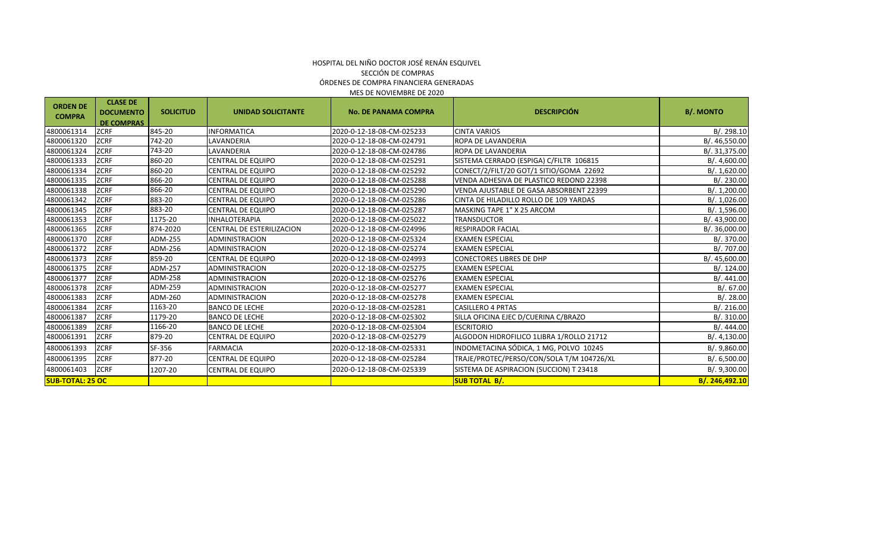HOSPITAL DEL NIÑO DOCTOR JOSÉ RENÁN ESQUIVEL

SECCIÓN DE COMPRAS

ÓRDENES DE COMPRA FINANCIERA GENERADAS

MES DE NOVIEMBRE DE 2020

| ORDEN DE COMPRA | CLASE DE DOCUMENTO DE COMPRAS | SOLICITUD | UNIDAD SOLICITANTE | No. DE PANAMA COMPRA | DESCRIPCIÓN | B/. MONTO |
|---|---|---|---|---|---|---|
| 4800061314 | ZCRF | 845-20 | INFORMATICA | 2020-0-12-18-08-CM-025233 | CINTA VARIOS | B/. 298.10 |
| 4800061320 | ZCRF | 742-20 | LAVANDERIA | 2020-0-12-18-08-CM-024791 | ROPA DE LAVANDERIA | B/. 46,550.00 |
| 4800061324 | ZCRF | 743-20 | LAVANDERIA | 2020-0-12-18-08-CM-024786 | ROPA DE LAVANDERIA | B/. 31,375.00 |
| 4800061333 | ZCRF | 860-20 | CENTRAL DE EQUIPO | 2020-0-12-18-08-CM-025291 | SISTEMA CERRADO (ESPIGA) C/FILTR 106815 | B/. 4,600.00 |
| 4800061334 | ZCRF | 860-20 | CENTRAL DE EQUIPO | 2020-0-12-18-08-CM-025292 | CONECT/2/FILT/20 GOT/1 SITIO/GOMA 22692 | B/. 1,620.00 |
| 4800061335 | ZCRF | 866-20 | CENTRAL DE EQUIPO | 2020-0-12-18-08-CM-025288 | VENDA ADHESIVA DE PLASTICO REDOND 22398 | B/. 230.00 |
| 4800061338 | ZCRF | 866-20 | CENTRAL DE EQUIPO | 2020-0-12-18-08-CM-025290 | VENDA AJUSTABLE DE GASA ABSORBENT 22399 | B/. 1,200.00 |
| 4800061342 | ZCRF | 883-20 | CENTRAL DE EQUIPO | 2020-0-12-18-08-CM-025286 | CINTA DE HILADILLO ROLLO DE 109 YARDAS | B/. 1,026.00 |
| 4800061345 | ZCRF | 883-20 | CENTRAL DE EQUIPO | 2020-0-12-18-08-CM-025287 | MASKING TAPE 1" X 25 ARCOM | B/. 1,596.00 |
| 4800061353 | ZCRF | 1175-20 | INHALOTERAPIA | 2020-0-12-18-08-CM-025022 | TRANSDUCTOR | B/. 43,900.00 |
| 4800061365 | ZCRF | 874-2020 | CENTRAL DE ESTERILIZACION | 2020-0-12-18-08-CM-024996 | RESPIRADOR FACIAL | B/. 36,000.00 |
| 4800061370 | ZCRF | ADM-255 | ADMINISTRACION | 2020-0-12-18-08-CM-025324 | EXAMEN ESPECIAL | B/. 370.00 |
| 4800061372 | ZCRF | ADM-256 | ADMINISTRACION | 2020-0-12-18-08-CM-025274 | EXAMEN ESPECIAL | B/. 707.00 |
| 4800061373 | ZCRF | 859-20 | CENTRAL DE EQUIPO | 2020-0-12-18-08-CM-024993 | CONECTORES LIBRES DE DHP | B/. 45,600.00 |
| 4800061375 | ZCRF | ADM-257 | ADMINISTRACION | 2020-0-12-18-08-CM-025275 | EXAMEN ESPECIAL | B/. 124.00 |
| 4800061377 | ZCRF | ADM-258 | ADMINISTRACION | 2020-0-12-18-08-CM-025276 | EXAMEN ESPECIAL | B/. 441.00 |
| 4800061378 | ZCRF | ADM-259 | ADMINISTRACION | 2020-0-12-18-08-CM-025277 | EXAMEN ESPECIAL | B/. 67.00 |
| 4800061383 | ZCRF | ADM-260 | ADMINISTRACION | 2020-0-12-18-08-CM-025278 | EXAMEN ESPECIAL | B/. 28.00 |
| 4800061384 | ZCRF | 1163-20 | BANCO DE LECHE | 2020-0-12-18-08-CM-025281 | CASILLERO 4 PRTAS | B/. 216.00 |
| 4800061387 | ZCRF | 1179-20 | BANCO DE LECHE | 2020-0-12-18-08-CM-025302 | SILLA OFICINA EJEC D/CUERINA C/BRAZO | B/. 310.00 |
| 4800061389 | ZCRF | 1166-20 | BANCO DE LECHE | 2020-0-12-18-08-CM-025304 | ESCRITORIO | B/. 444.00 |
| 4800061391 | ZCRF | 879-20 | CENTRAL DE EQUIPO | 2020-0-12-18-08-CM-025279 | ALGODON HIDROFILICO 1LIBRA 1/ROLLO 21712 | B/. 4,130.00 |
| 4800061393 | ZCRF | SF-356 | FARMACIA | 2020-0-12-18-08-CM-025331 | INDOMETACINA SÓDICA, 1 MG, POLVO 10245 | B/. 9,860.00 |
| 4800061395 | ZCRF | 877-20 | CENTRAL DE EQUIPO | 2020-0-12-18-08-CM-025284 | TRAJE/PROTEC/PERSO/CON/SOLA T/M 104726/XL | B/. 6,500.00 |
| 4800061403 | ZCRF | 1207-20 | CENTRAL DE EQUIPO | 2020-0-12-18-08-CM-025339 | SISTEMA DE ASPIRACION (SUCCION) T 23418 | B/. 9,300.00 |
| **SUB-TOTAL: 25 OC** | | | | | **SUB TOTAL B/.** | **B/. 246,492.10** |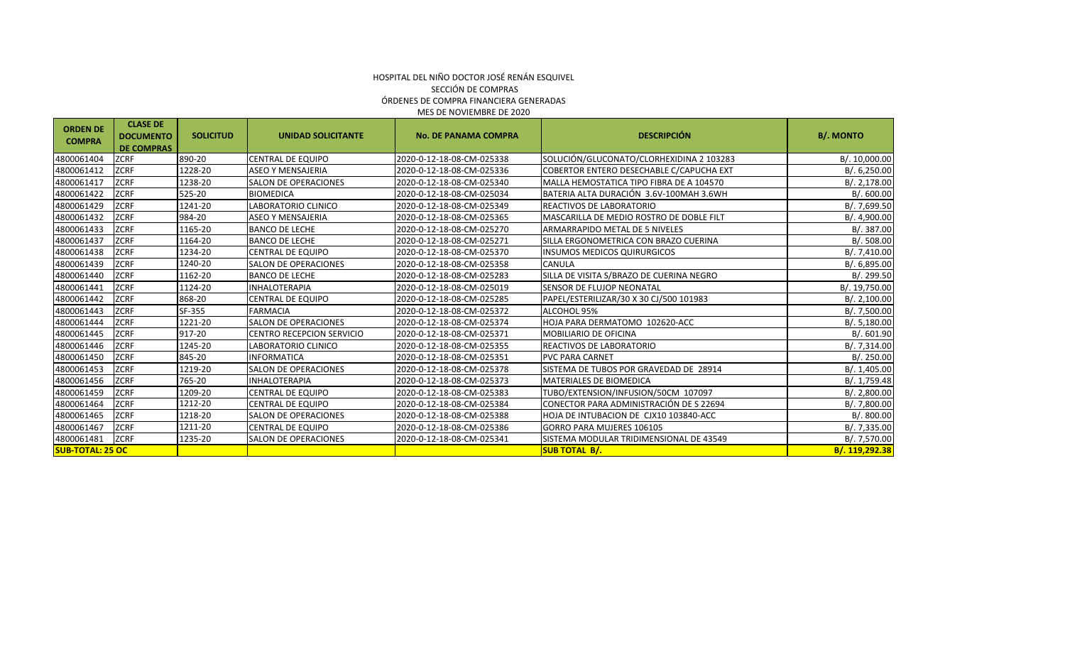HOSPITAL DEL NIÑO DOCTOR JOSÉ RENÁN ESQUIVEL
SECCIÓN DE COMPRAS
ÓRDENES DE COMPRA FINANCIERA GENERADAS
MES DE NOVIEMBRE DE 2020

| ORDEN DE COMPRA | CLASE DE DOCUMENTO DE COMPRAS | SOLICITUD | UNIDAD SOLICITANTE | No. DE PANAMA COMPRA | DESCRIPCIÓN | B/. MONTO |
|---|---|---|---|---|---|---|
| 4800061404 | ZCRF | 890-20 | CENTRAL DE EQUIPO | 2020-0-12-18-08-CM-025338 | SOLUCIÓN/GLUCONATO/CLORHEXIDINA 2 103283 | B/. 10,000.00 |
| 4800061412 | ZCRF | 1228-20 | ASEO Y MENSAJERIA | 2020-0-12-18-08-CM-025336 | COBERTOR ENTERO DESECHABLE C/CAPUCHA EXT | B/. 6,250.00 |
| 4800061417 | ZCRF | 1238-20 | SALON DE OPERACIONES | 2020-0-12-18-08-CM-025340 | MALLA HEMOSTATICA TIPO FIBRA DE A 104570 | B/. 2,178.00 |
| 4800061422 | ZCRF | 525-20 | BIOMEDICA | 2020-0-12-18-08-CM-025034 | BATERIA ALTA DURACIÓN 3.6V-100MAH 3.6WH | B/. 600.00 |
| 4800061429 | ZCRF | 1241-20 | LABORATORIO CLINICO | 2020-0-12-18-08-CM-025349 | REACTIVOS DE LABORATORIO | B/. 7,699.50 |
| 4800061432 | ZCRF | 984-20 | ASEO Y MENSAJERIA | 2020-0-12-18-08-CM-025365 | MASCARILLA DE MEDIO ROSTRO DE DOBLE FILT | B/. 4,900.00 |
| 4800061433 | ZCRF | 1165-20 | BANCO DE LECHE | 2020-0-12-18-08-CM-025270 | ARMARRAPIDO METAL DE 5 NIVELES | B/. 387.00 |
| 4800061437 | ZCRF | 1164-20 | BANCO DE LECHE | 2020-0-12-18-08-CM-025271 | SILLA ERGONOMETRICA CON BRAZO CUERINA | B/. 508.00 |
| 4800061438 | ZCRF | 1234-20 | CENTRAL DE EQUIPO | 2020-0-12-18-08-CM-025370 | INSUMOS MEDICOS QUIRURGICOS | B/. 7,410.00 |
| 4800061439 | ZCRF | 1240-20 | SALON DE OPERACIONES | 2020-0-12-18-08-CM-025358 | CANULA | B/. 6,895.00 |
| 4800061440 | ZCRF | 1162-20 | BANCO DE LECHE | 2020-0-12-18-08-CM-025283 | SILLA DE VISITA S/BRAZO DE CUERINA NEGRO | B/. 299.50 |
| 4800061441 | ZCRF | 1124-20 | INHALOTERAPIA | 2020-0-12-18-08-CM-025019 | SENSOR DE FLUJOP NEONATAL | B/. 19,750.00 |
| 4800061442 | ZCRF | 868-20 | CENTRAL DE EQUIPO | 2020-0-12-18-08-CM-025285 | PAPEL/ESTERILIZAR/30 X 30 CJ/500 101983 | B/. 2,100.00 |
| 4800061443 | ZCRF | SF-355 | FARMACIA | 2020-0-12-18-08-CM-025372 | ALCOHOL 95% | B/. 7,500.00 |
| 4800061444 | ZCRF | 1221-20 | SALON DE OPERACIONES | 2020-0-12-18-08-CM-025374 | HOJA PARA DERMATOMO 102620-ACC | B/. 5,180.00 |
| 4800061445 | ZCRF | 917-20 | CENTRO RECEPCION SERVICIO | 2020-0-12-18-08-CM-025371 | MOBILIARIO DE OFICINA | B/. 601.90 |
| 4800061446 | ZCRF | 1245-20 | LABORATORIO CLINICO | 2020-0-12-18-08-CM-025355 | REACTIVOS DE LABORATORIO | B/. 7,314.00 |
| 4800061450 | ZCRF | 845-20 | INFORMATICA | 2020-0-12-18-08-CM-025351 | PVC PARA CARNET | B/. 250.00 |
| 4800061453 | ZCRF | 1219-20 | SALON DE OPERACIONES | 2020-0-12-18-08-CM-025378 | SISTEMA DE TUBOS POR GRAVEDAD DE 28914 | B/. 1,405.00 |
| 4800061456 | ZCRF | 765-20 | INHALOTERAPIA | 2020-0-12-18-08-CM-025373 | MATERIALES DE BIOMEDICA | B/. 1,759.48 |
| 4800061459 | ZCRF | 1209-20 | CENTRAL DE EQUIPO | 2020-0-12-18-08-CM-025383 | TUBO/EXTENSION/INFUSION/50CM 107097 | B/. 2,800.00 |
| 4800061464 | ZCRF | 1212-20 | CENTRAL DE EQUIPO | 2020-0-12-18-08-CM-025384 | CONECTOR PARA ADMINISTRACIÓN DE S 22694 | B/. 7,800.00 |
| 4800061465 | ZCRF | 1218-20 | SALON DE OPERACIONES | 2020-0-12-18-08-CM-025388 | HOJA DE INTUBACION DE CJX10 103840-ACC | B/. 800.00 |
| 4800061467 | ZCRF | 1211-20 | CENTRAL DE EQUIPO | 2020-0-12-18-08-CM-025386 | GORRO PARA MUJERES 106105 | B/. 7,335.00 |
| 4800061481 | ZCRF | 1235-20 | SALON DE OPERACIONES | 2020-0-12-18-08-CM-025341 | SISTEMA MODULAR TRIDIMENSIONAL DE 43549 | B/. 7,570.00 |
| **SUB-TOTAL: 25 OC** | | | | | **SUB TOTAL B/.** | **B/. 119,292.38** |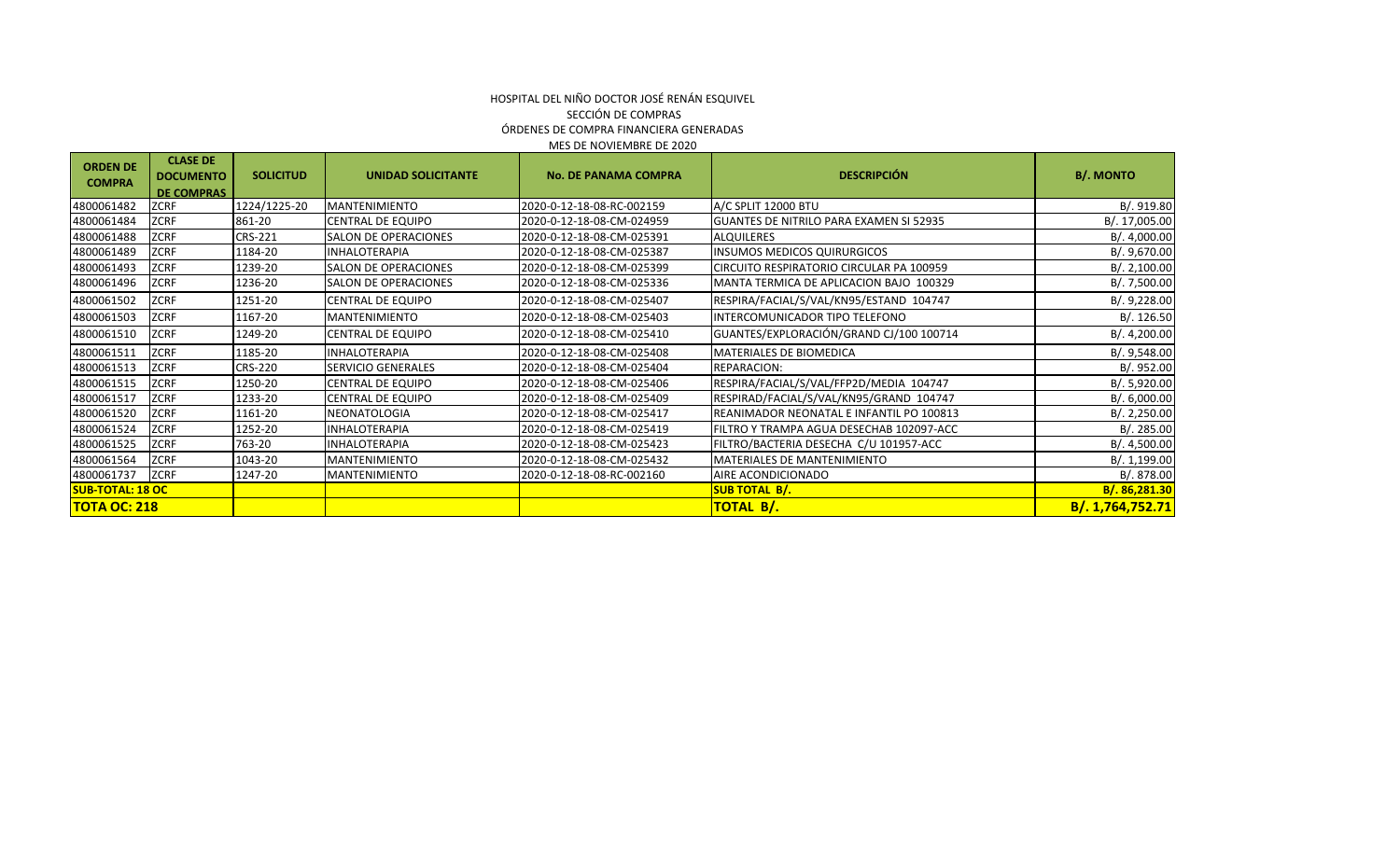HOSPITAL DEL NIÑO DOCTOR JOSÉ RENÁN ESQUIVEL
SECCIÓN DE COMPRAS
ÓRDENES DE COMPRA FINANCIERA GENERADAS
MES DE NOVIEMBRE DE 2020

| ORDEN DE COMPRA | CLASE DE DOCUMENTO DE COMPRAS | SOLICITUD | UNIDAD SOLICITANTE | No. DE PANAMA COMPRA | DESCRIPCIÓN | B/. MONTO |
|---|---|---|---|---|---|---|
| 4800061482 | ZCRF | 1224/1225-20 | MANTENIMIENTO | 2020-0-12-18-08-RC-002159 | A/C SPLIT 12000 BTU | B/. 919.80 |
| 4800061484 | ZCRF | 861-20 | CENTRAL DE EQUIPO | 2020-0-12-18-08-CM-024959 | GUANTES DE NITRILO PARA EXAMEN SI 52935 | B/. 17,005.00 |
| 4800061488 | ZCRF | CRS-221 | SALON DE OPERACIONES | 2020-0-12-18-08-CM-025391 | ALQUILERES | B/. 4,000.00 |
| 4800061489 | ZCRF | 1184-20 | INHALOTERAPIA | 2020-0-12-18-08-CM-025387 | INSUMOS MEDICOS QUIRURGICOS | B/. 9,670.00 |
| 4800061493 | ZCRF | 1239-20 | SALON DE OPERACIONES | 2020-0-12-18-08-CM-025399 | CIRCUITO RESPIRATORIO CIRCULAR PA 100959 | B/. 2,100.00 |
| 4800061496 | ZCRF | 1236-20 | SALON DE OPERACIONES | 2020-0-12-18-08-CM-025336 | MANTA TERMICA DE APLICACION BAJO 100329 | B/. 7,500.00 |
| 4800061502 | ZCRF | 1251-20 | CENTRAL DE EQUIPO | 2020-0-12-18-08-CM-025407 | RESPIRA/FACIAL/S/VAL/KN95/ESTAND 104747 | B/. 9,228.00 |
| 4800061503 | ZCRF | 1167-20 | MANTENIMIENTO | 2020-0-12-18-08-CM-025403 | INTERCOMUNICADOR TIPO TELEFONO | B/. 126.50 |
| 4800061510 | ZCRF | 1249-20 | CENTRAL DE EQUIPO | 2020-0-12-18-08-CM-025410 | GUANTES/EXPLORACIÓN/GRAND CJ/100 100714 | B/. 4,200.00 |
| 4800061511 | ZCRF | 1185-20 | INHALOTERAPIA | 2020-0-12-18-08-CM-025408 | MATERIALES DE BIOMEDICA | B/. 9,548.00 |
| 4800061513 | ZCRF | CRS-220 | SERVICIO GENERALES | 2020-0-12-18-08-CM-025404 | REPARACION: | B/. 952.00 |
| 4800061515 | ZCRF | 1250-20 | CENTRAL DE EQUIPO | 2020-0-12-18-08-CM-025406 | RESPIRA/FACIAL/S/VAL/FFP2D/MEDIA 104747 | B/. 5,920.00 |
| 4800061517 | ZCRF | 1233-20 | CENTRAL DE EQUIPO | 2020-0-12-18-08-CM-025409 | RESPIRAD/FACIAL/S/VAL/KN95/GRAND 104747 | B/. 6,000.00 |
| 4800061520 | ZCRF | 1161-20 | NEONATOLOGIA | 2020-0-12-18-08-CM-025417 | REANIMADOR NEONATAL E INFANTIL PO 100813 | B/. 2,250.00 |
| 4800061524 | ZCRF | 1252-20 | INHALOTERAPIA | 2020-0-12-18-08-CM-025419 | FILTRO Y TRAMPA AGUA DESECHAB 102097-ACC | B/. 285.00 |
| 4800061525 | ZCRF | 763-20 | INHALOTERAPIA | 2020-0-12-18-08-CM-025423 | FILTRO/BACTERIA DESECHA C/U 101957-ACC | B/. 4,500.00 |
| 4800061564 | ZCRF | 1043-20 | MANTENIMIENTO | 2020-0-12-18-08-CM-025432 | MATERIALES DE MANTENIMIENTO | B/. 1,199.00 |
| 4800061737 | ZCRF | 1247-20 | MANTENIMIENTO | 2020-0-12-18-08-RC-002160 | AIRE ACONDICIONADO | B/. 878.00 |
| **SUB-TOTAL: 18 OC** | | | | | **SUB TOTAL B/.** | **B/. 86,281.30** |
| **TOTA OC: 218** | | | | | **TOTAL B/.** | **B/. 1,764,752.71** |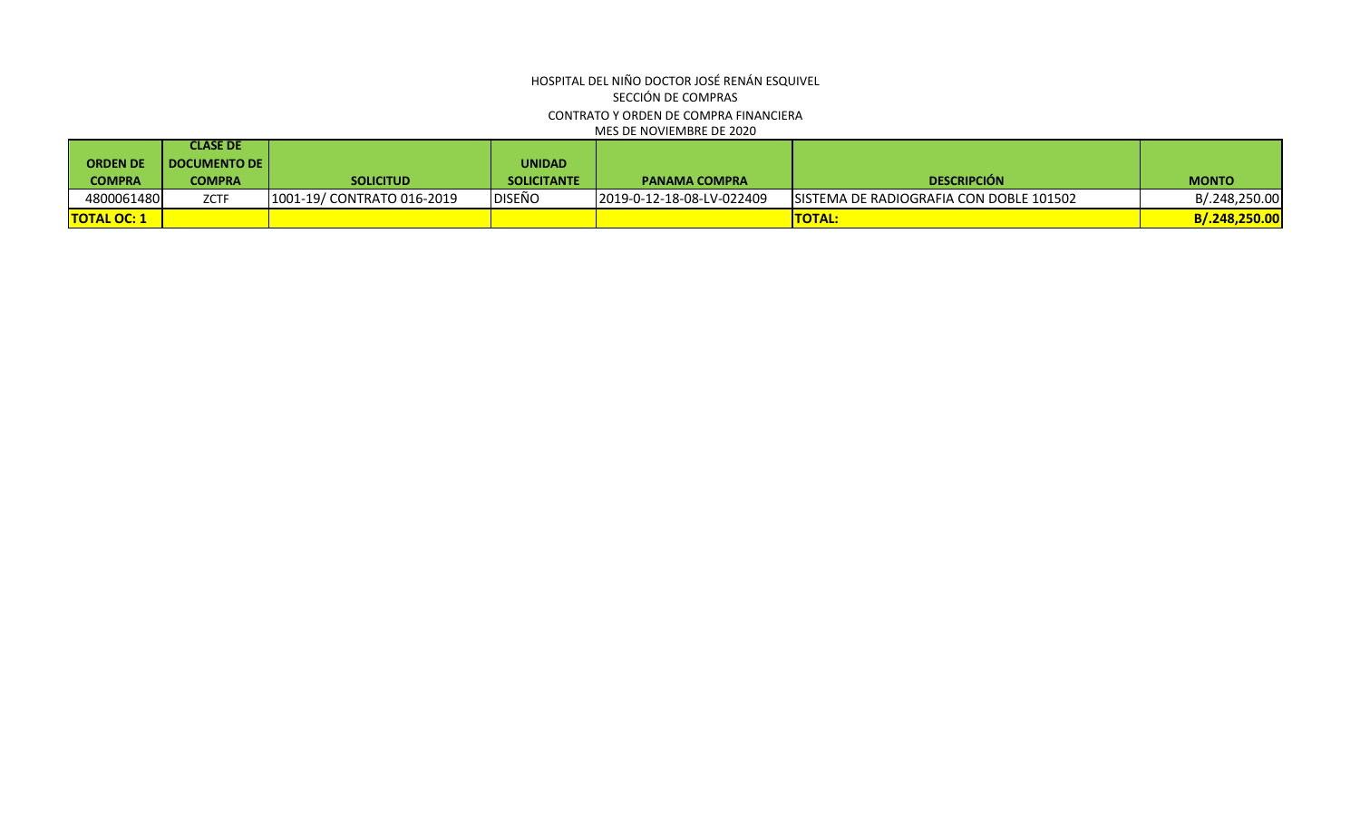HOSPITAL DEL NIÑO DOCTOR JOSÉ RENÁN ESQUIVEL
SECCIÓN DE COMPRAS
CONTRATO Y ORDEN DE COMPRA FINANCIERA
MES DE NOVIEMBRE DE 2020

| ORDEN DE COMPRA | CLASE DE DOCUMENTO DE COMPRA | SOLICITUD | UNIDAD SOLICITANTE | PANAMA COMPRA | DESCRIPCIÓN | MONTO |
|---|---|---|---|---|---|---|
| 4800061480 | ZCTF | 1001-19/ CONTRATO 016-2019 | DISEÑO | 2019-0-12-18-08-LV-022409 | SISTEMA DE RADIOGRAFIA CON DOBLE 101502 | B/.248,250.00 |
| **TOTAL OC: 1** | | | | | **TOTAL:** | **B/.248,250.00** |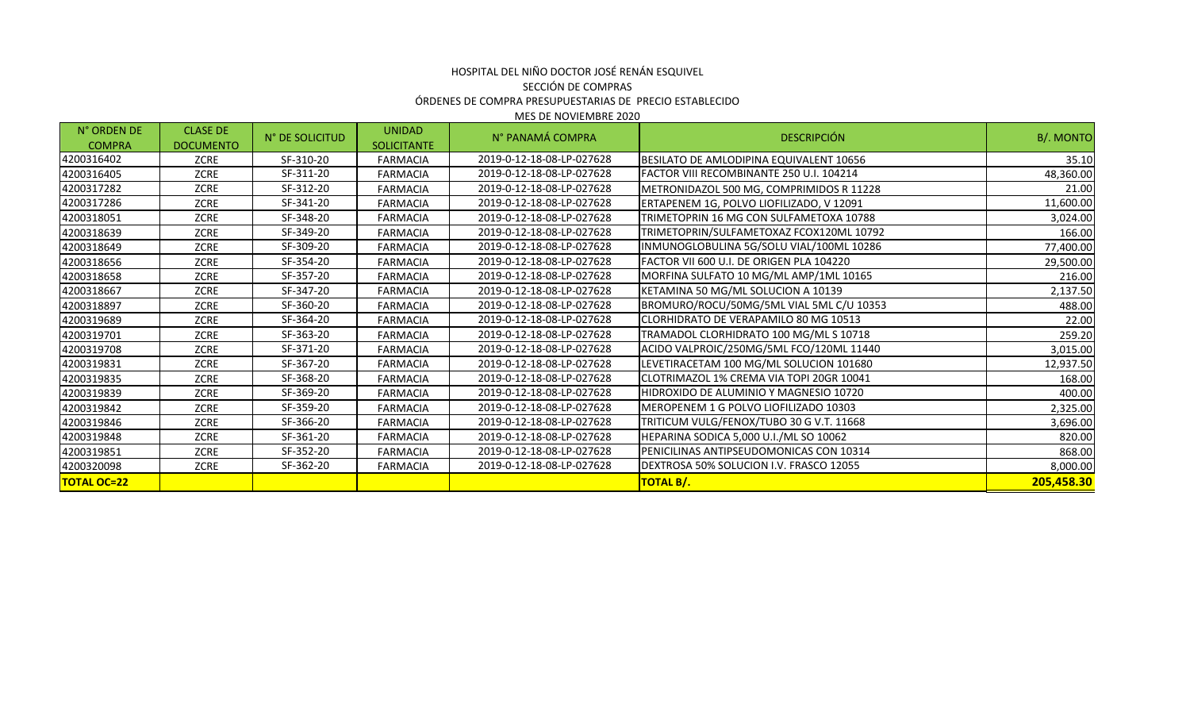HOSPITAL DEL NIÑO DOCTOR JOSÉ RENÁN ESQUIVEL

SECCIÓN DE COMPRAS

ÓRDENES DE COMPRA PRESUPUESTARIAS DE PRECIO ESTABLECIDO

MES DE NOVIEMBRE 2020

| N° ORDEN DE COMPRA | CLASE DE DOCUMENTO | N° DE SOLICITUD | UNIDAD SOLICITANTE | N° PANAMÁ COMPRA | DESCRIPCIÓN | B/. MONTO |
|---|---|---|---|---|---|---|
| 4200316402 | ZCRE | SF-310-20 | FARMACIA | 2019-0-12-18-08-LP-027628 | BESILATO DE AMLODIPINA EQUIVALENT 10656 | 35.10 |
| 4200316405 | ZCRE | SF-311-20 | FARMACIA | 2019-0-12-18-08-LP-027628 | FACTOR VIII RECOMBINANTE 250 U.I. 104214 | 48,360.00 |
| 4200317282 | ZCRE | SF-312-20 | FARMACIA | 2019-0-12-18-08-LP-027628 | METRONIDAZOL 500 MG, COMPRIMIDOS R 11228 | 21.00 |
| 4200317286 | ZCRE | SF-341-20 | FARMACIA | 2019-0-12-18-08-LP-027628 | ERTAPENEM 1G, POLVO LIOFILIZADO, V 12091 | 11,600.00 |
| 4200318051 | ZCRE | SF-348-20 | FARMACIA | 2019-0-12-18-08-LP-027628 | TRIMETOPRIN 16 MG CON SULFAMETOXA 10788 | 3,024.00 |
| 4200318639 | ZCRE | SF-349-20 | FARMACIA | 2019-0-12-18-08-LP-027628 | TRIMETOPRIN/SULFAMETOXAZ FCOX120ML 10792 | 166.00 |
| 4200318649 | ZCRE | SF-309-20 | FARMACIA | 2019-0-12-18-08-LP-027628 | INMUNOGLOBULINA 5G/SOLU VIAL/100ML 10286 | 77,400.00 |
| 4200318656 | ZCRE | SF-354-20 | FARMACIA | 2019-0-12-18-08-LP-027628 | FACTOR VII 600 U.I. DE ORIGEN PLA 104220 | 29,500.00 |
| 4200318658 | ZCRE | SF-357-20 | FARMACIA | 2019-0-12-18-08-LP-027628 | MORFINA SULFATO 10 MG/ML AMP/1ML 10165 | 216.00 |
| 4200318667 | ZCRE | SF-347-20 | FARMACIA | 2019-0-12-18-08-LP-027628 | KETAMINA 50 MG/ML SOLUCION A 10139 | 2,137.50 |
| 4200318897 | ZCRE | SF-360-20 | FARMACIA | 2019-0-12-18-08-LP-027628 | BROMURO/ROCU/50MG/5ML VIAL 5ML C/U 10353 | 488.00 |
| 4200319689 | ZCRE | SF-364-20 | FARMACIA | 2019-0-12-18-08-LP-027628 | CLORHIDRATO DE VERAPAMILO 80 MG 10513 | 22.00 |
| 4200319701 | ZCRE | SF-363-20 | FARMACIA | 2019-0-12-18-08-LP-027628 | TRAMADOL CLORHIDRATO 100 MG/ML S 10718 | 259.20 |
| 4200319708 | ZCRE | SF-371-20 | FARMACIA | 2019-0-12-18-08-LP-027628 | ACIDO VALPROIC/250MG/5ML FCO/120ML 11440 | 3,015.00 |
| 4200319831 | ZCRE | SF-367-20 | FARMACIA | 2019-0-12-18-08-LP-027628 | LEVETIRACETAM 100 MG/ML SOLUCION 101680 | 12,937.50 |
| 4200319835 | ZCRE | SF-368-20 | FARMACIA | 2019-0-12-18-08-LP-027628 | CLOTRIMAZOL 1% CREMA VIA TOPI 20GR 10041 | 168.00 |
| 4200319839 | ZCRE | SF-369-20 | FARMACIA | 2019-0-12-18-08-LP-027628 | HIDROXIDO DE ALUMINIO Y MAGNESIO 10720 | 400.00 |
| 4200319842 | ZCRE | SF-359-20 | FARMACIA | 2019-0-12-18-08-LP-027628 | MEROPENEM 1 G POLVO LIOFILIZADO 10303 | 2,325.00 |
| 4200319846 | ZCRE | SF-366-20 | FARMACIA | 2019-0-12-18-08-LP-027628 | TRITICUM VULG/FENOX/TUBO 30 G V.T. 11668 | 3,696.00 |
| 4200319848 | ZCRE | SF-361-20 | FARMACIA | 2019-0-12-18-08-LP-027628 | HEPARINA SODICA 5,000 U.I./ML SO 10062 | 820.00 |
| 4200319851 | ZCRE | SF-352-20 | FARMACIA | 2019-0-12-18-08-LP-027628 | PENICILINAS ANTIPSEUDOMONICAS CON 10314 | 868.00 |
| 4200320098 | ZCRE | SF-362-20 | FARMACIA | 2019-0-12-18-08-LP-027628 | DEXTROSA 50% SOLUCION I.V. FRASCO 12055 | 8,000.00 |
| **TOTAL OC=22** | | | | | **TOTAL B/.** | **205,458.30** |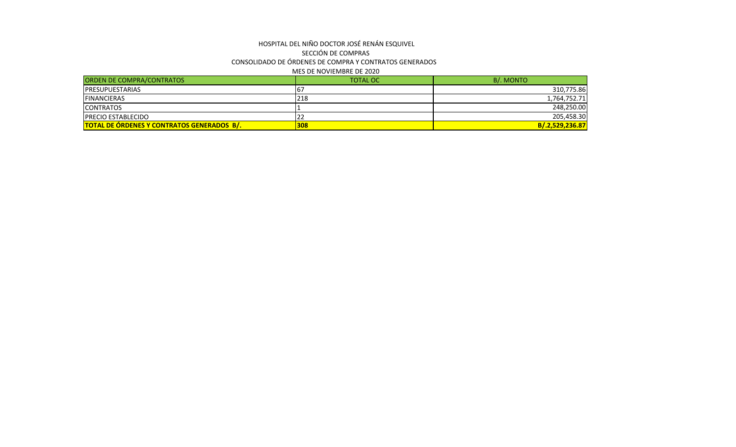HOSPITAL DEL NIÑO DOCTOR JOSÉ RENÁN ESQUIVEL

SECCIÓN DE COMPRAS

CONSOLIDADO DE ÓRDENES DE COMPRA Y CONTRATOS GENERADOS

MES DE NOVIEMBRE DE 2020

| ORDEN DE COMPRA/CONTRATOS | TOTAL OC | B/. MONTO |
|---|---|---|
| PRESUPUESTARIAS | 67 | 310,775.86 |
| FINANCIERAS | 218 | 1,764,752.71 |
| CONTRATOS | 1 | 248,250.00 |
| PRECIO ESTABLECIDO | 22 | 205,458.30 |
| **TOTAL DE ÓRDENES Y CONTRATOS GENERADOS B/.** | **308** | **B/.2,529,236.87** |